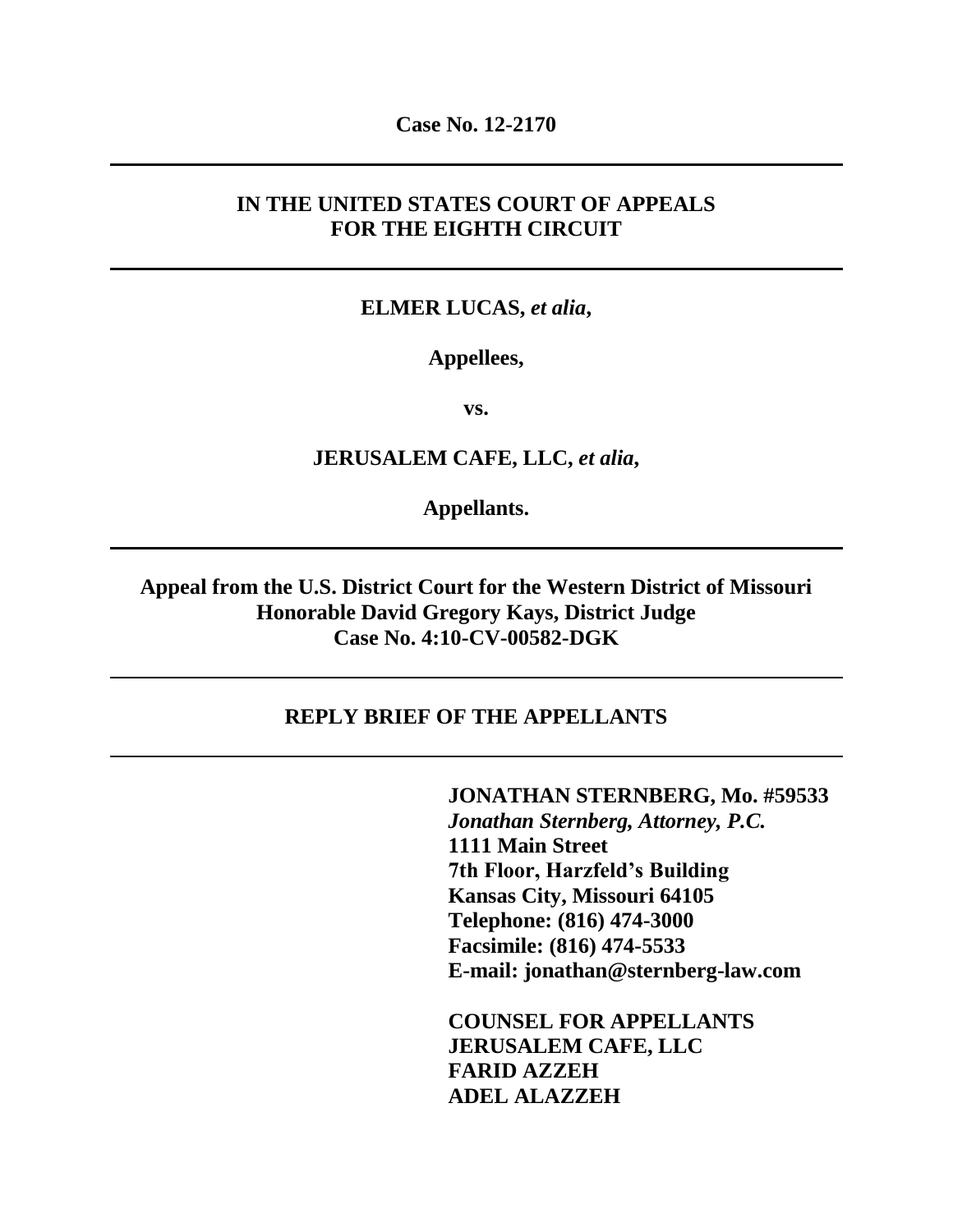**Case No. 12-2170**

---

**IN THE UNITED STATES COURT OF APPEALS**
**FOR THE EIGHTH CIRCUIT**

---

**ELMER LUCAS, *et alia*,**

**Appellees,**

**vs.**

**JERUSALEM CAFE, LLC, *et alia*,**

**Appellants.**

---

**Appeal from the U.S. District Court for the Western District of Missouri**
**Honorable David Gregory Kays, District Judge**
**Case No. 4:10-CV-00582-DGK**

---

**REPLY BRIEF OF THE APPELLANTS**

---

**JONATHAN STERNBERG, Mo. #59533**
***Jonathan Sternberg, Attorney, P.C.***
**1111 Main Street**
**7th Floor, Harzfeld's Building**
**Kansas City, Missouri 64105**
**Telephone: (816) 474-3000**
**Facsimile: (816) 474-5533**
**E-mail: jonathan@sternberg-law.com**

**COUNSEL FOR APPELLANTS**
**JERUSALEM CAFE, LLC**
**FARID AZZEH**
**ADEL ALAZZEH**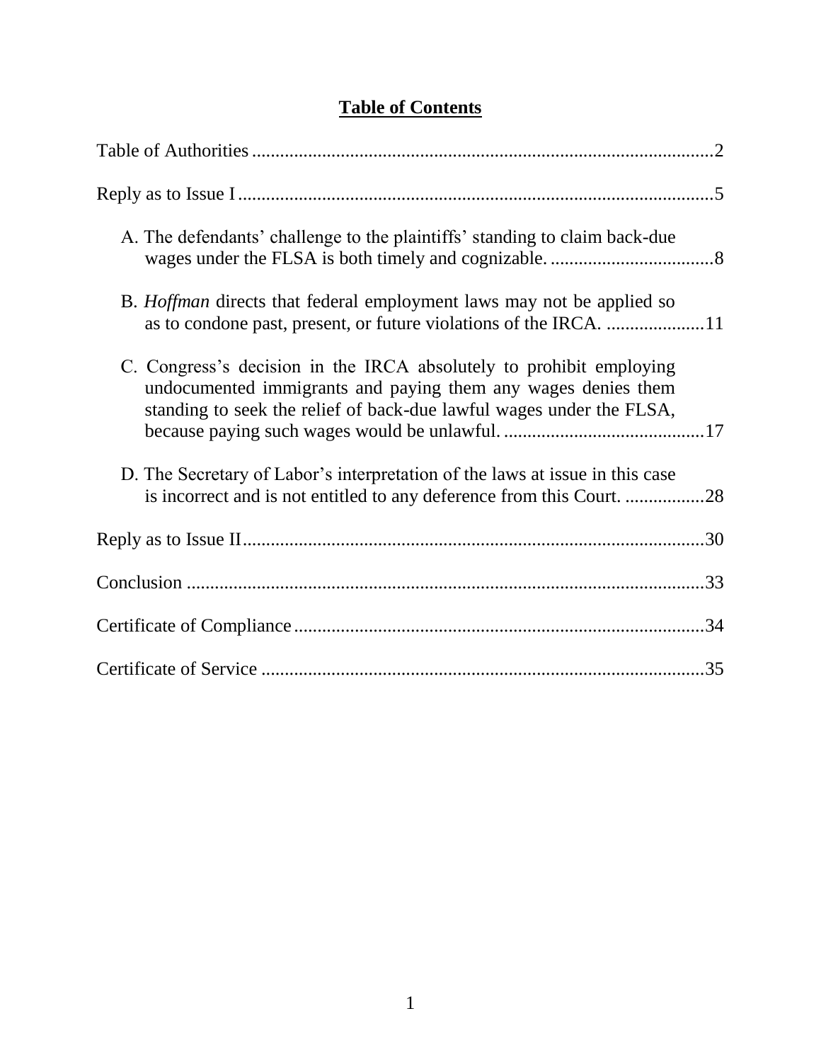# Table of Contents

Table of Authorities ..................................................................................................2

Reply as to Issue I .....................................................................................................5

- A. The defendants' challenge to the plaintiffs' standing to claim back-due wages under the FLSA is both timely and cognizable. ...................................8

- B. *Hoffman* directs that federal employment laws may not be applied so as to condone past, present, or future violations of the IRCA. .....................11

- C. Congress's decision in the IRCA absolutely to prohibit employing undocumented immigrants and paying them any wages denies them standing to seek the relief of back-due lawful wages under the FLSA, because paying such wages would be unlawful. ...........................................17

- D. The Secretary of Labor's interpretation of the laws at issue in this case is incorrect and is not entitled to any deference from this Court. .................28

Reply as to Issue II...................................................................................................30

Conclusion ...............................................................................................................33

Certificate of Compliance ........................................................................................34

Certificate of Service ...............................................................................................35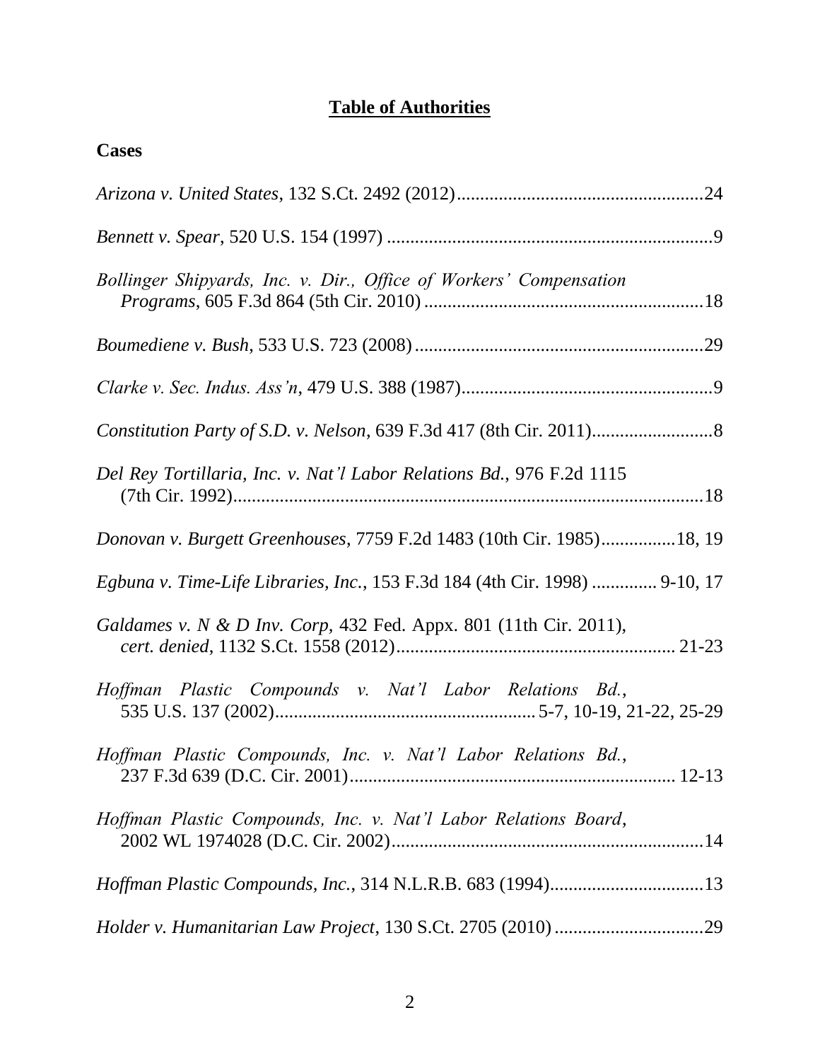## **Table of Authorities**

### **Cases**

*Arizona v. United States*, 132 S.Ct. 2492 (2012) ....................................................24

*Bennett v. Spear*, 520 U.S. 154 (1997) .....................................................................9

*Bollinger Shipyards, Inc. v. Dir., Office of Workers' Compensation Programs*, 605 F.3d 864 (5th Cir. 2010) ...........................................................18

*Boumediene v. Bush*, 533 U.S. 723 (2008) .............................................................29

*Clarke v. Sec. Indus. Ass'n*, 479 U.S. 388 (1987) .....................................................9

*Constitution Party of S.D. v. Nelson*, 639 F.3d 417 (8th Cir. 2011) .........................8

*Del Rey Tortillaria, Inc. v. Nat'l Labor Relations Bd.*, 976 F.2d 1115 (7th Cir. 1992) ...................................................................................................18

*Donovan v. Burgett Greenhouses*, 7759 F.2d 1483 (10th Cir. 1985) ................18, 19

*Egbuna v. Time-Life Libraries, Inc.*, 153 F.3d 184 (4th Cir. 1998) ............. 9-10, 17

*Galdames v. N & D Inv. Corp*, 432 Fed. Appx. 801 (11th Cir. 2011), *cert. denied*, 1132 S.Ct. 1558 (2012) ........................................................... 21-23

*Hoffman Plastic Compounds v. Nat'l Labor Relations Bd.*, 535 U.S. 137 (2002) ....................................................... 5-7, 10-19, 21-22, 25-29

*Hoffman Plastic Compounds, Inc. v. Nat'l Labor Relations Bd.*, 237 F.3d 639 (D.C. Cir. 2001) ..................................................................... 12-13

*Hoffman Plastic Compounds, Inc. v. Nat'l Labor Relations Board*, 2002 WL 1974028 (D.C. Cir. 2002) .................................................................14

*Hoffman Plastic Compounds, Inc.*, 314 N.L.R.B. 683 (1994) .................................13

*Holder v. Humanitarian Law Project*, 130 S.Ct. 2705 (2010) ................................29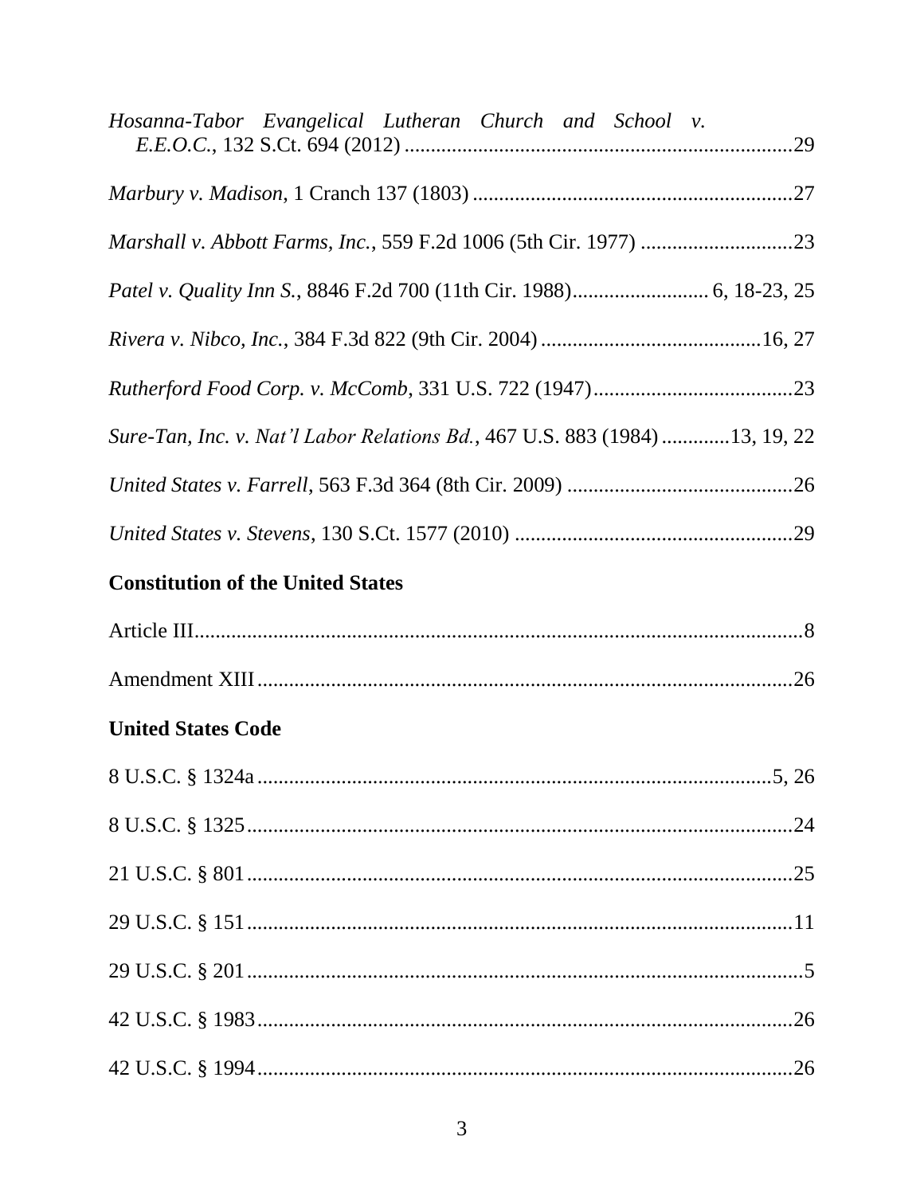*Hosanna-Tabor Evangelical Lutheran Church and School v. E.E.O.C.*, 132 S.Ct. 694 (2012) ........................................................................29

*Marbury v. Madison*, 1 Cranch 137 (1803) ............................................................27

*Marshall v. Abbott Farms, Inc.*, 559 F.2d 1006 (5th Cir. 1977) ............................23

*Patel v. Quality Inn S.*, 8846 F.2d 700 (11th Cir. 1988)......................... 6, 18-23, 25

*Rivera v. Nibco, Inc.*, 384 F.3d 822 (9th Cir. 2004) ..........................................16, 27

*Rutherford Food Corp. v. McComb*, 331 U.S. 722 (1947).......................................23

*Sure-Tan, Inc. v. Nat'l Labor Relations Bd.*, 467 U.S. 883 (1984) ............13, 19, 22

*United States v. Farrell*, 563 F.3d 364 (8th Cir. 2009) ...........................................26

*United States v. Stevens*, 130 S.Ct. 1577 (2010) .....................................................29

**Constitution of the United States**

Article III....................................................................................................................8

Amendment XIII ......................................................................................................26

**United States Code**

8 U.S.C. § 1324a ...................................................................................................5, 26

8 U.S.C. § 1325.........................................................................................................24

21 U.S.C. § 801.........................................................................................................25

29 U.S.C. § 151.........................................................................................................11

29 U.S.C. § 201...........................................................................................................5

42 U.S.C. § 1983.......................................................................................................26

42 U.S.C. § 1994.......................................................................................................26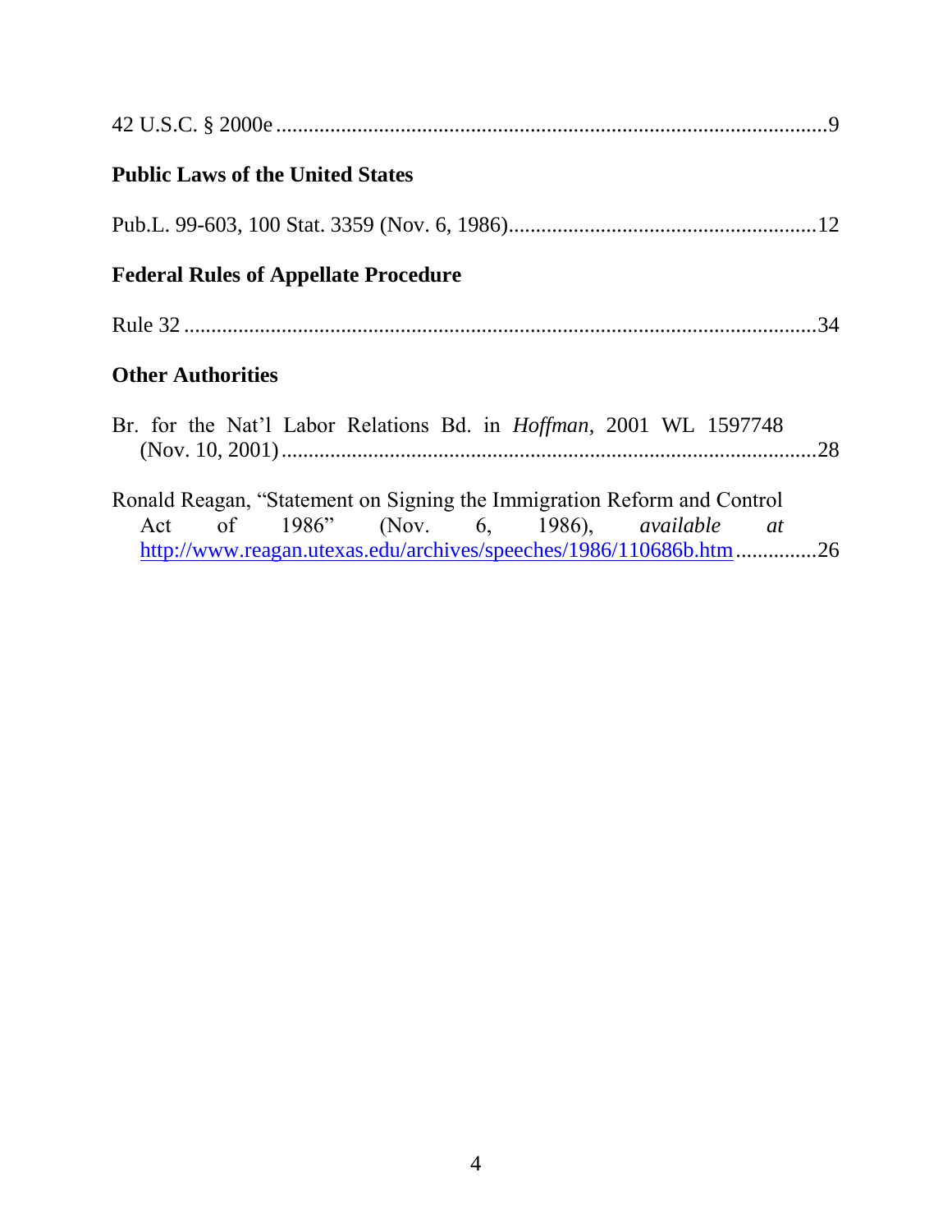42 U.S.C. § 2000e ....................................................................................................9

### Public Laws of the United States

Pub.L. 99-603, 100 Stat. 3359 (Nov. 6, 1986)........................................................12

### Federal Rules of Appellate Procedure

Rule 32 ....................................................................................................................34

### Other Authorities

Br. for the Nat'l Labor Relations Bd. in *Hoffman*, 2001 WL 1597748 (Nov. 10, 2001)..................................................................................................28

Ronald Reagan, "Statement on Signing the Immigration Reform and Control Act of 1986" (Nov. 6, 1986), *available at* http://www.reagan.utexas.edu/archives/speeches/1986/110686b.htm..............26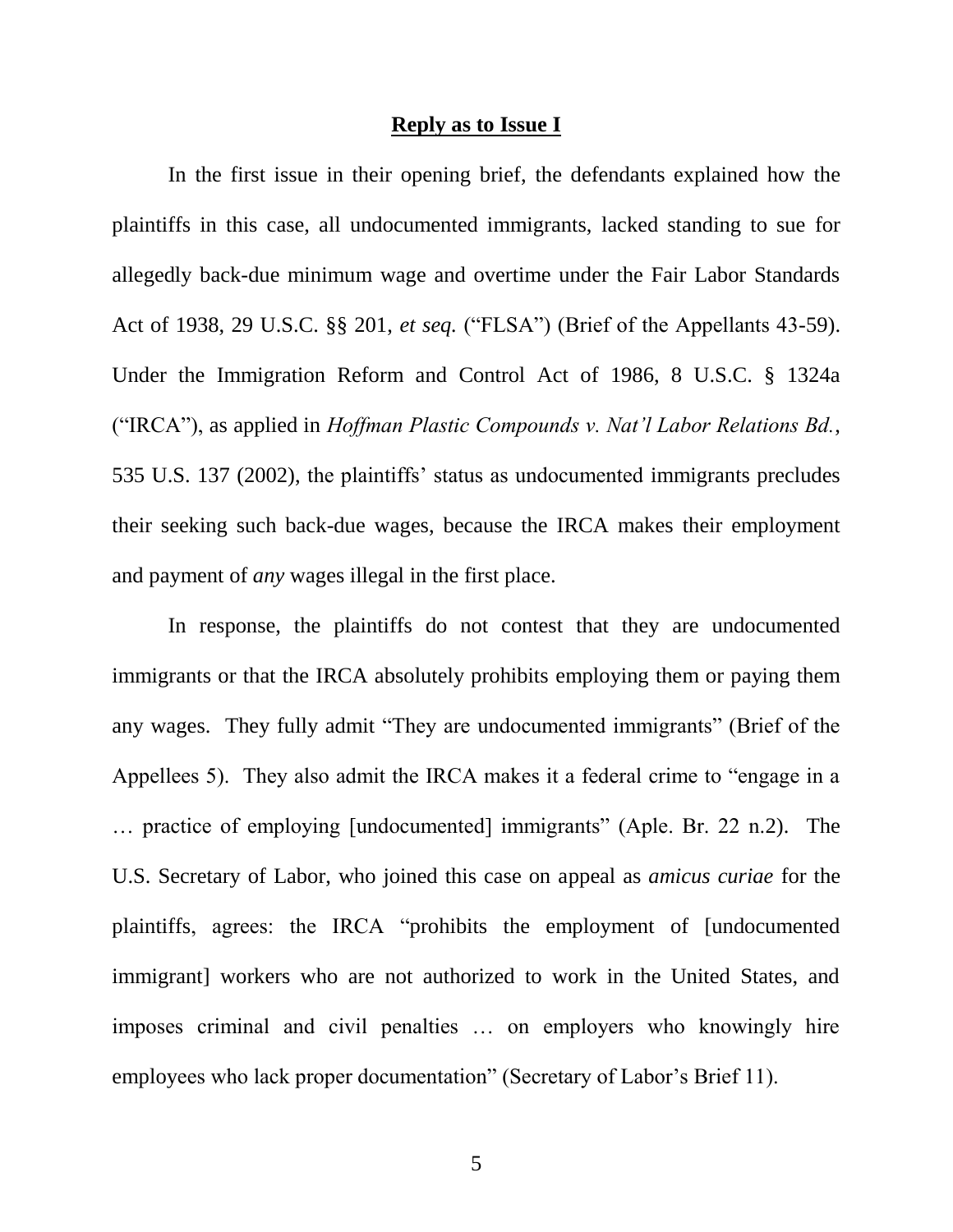**Reply as to Issue I**

In the first issue in their opening brief, the defendants explained how the plaintiffs in this case, all undocumented immigrants, lacked standing to sue for allegedly back-due minimum wage and overtime under the Fair Labor Standards Act of 1938, 29 U.S.C. §§ 201, *et seq.* ("FLSA") (Brief of the Appellants 43-59). Under the Immigration Reform and Control Act of 1986, 8 U.S.C. § 1324a ("IRCA"), as applied in *Hoffman Plastic Compounds v. Nat'l Labor Relations Bd.*, 535 U.S. 137 (2002), the plaintiffs' status as undocumented immigrants precludes their seeking such back-due wages, because the IRCA makes their employment and payment of *any* wages illegal in the first place.

In response, the plaintiffs do not contest that they are undocumented immigrants or that the IRCA absolutely prohibits employing them or paying them any wages. They fully admit "They are undocumented immigrants" (Brief of the Appellees 5). They also admit the IRCA makes it a federal crime to "engage in a … practice of employing [undocumented] immigrants" (Aple. Br. 22 n.2). The U.S. Secretary of Labor, who joined this case on appeal as *amicus curiae* for the plaintiffs, agrees: the IRCA "prohibits the employment of [undocumented immigrant] workers who are not authorized to work in the United States, and imposes criminal and civil penalties … on employers who knowingly hire employees who lack proper documentation" (Secretary of Labor's Brief 11).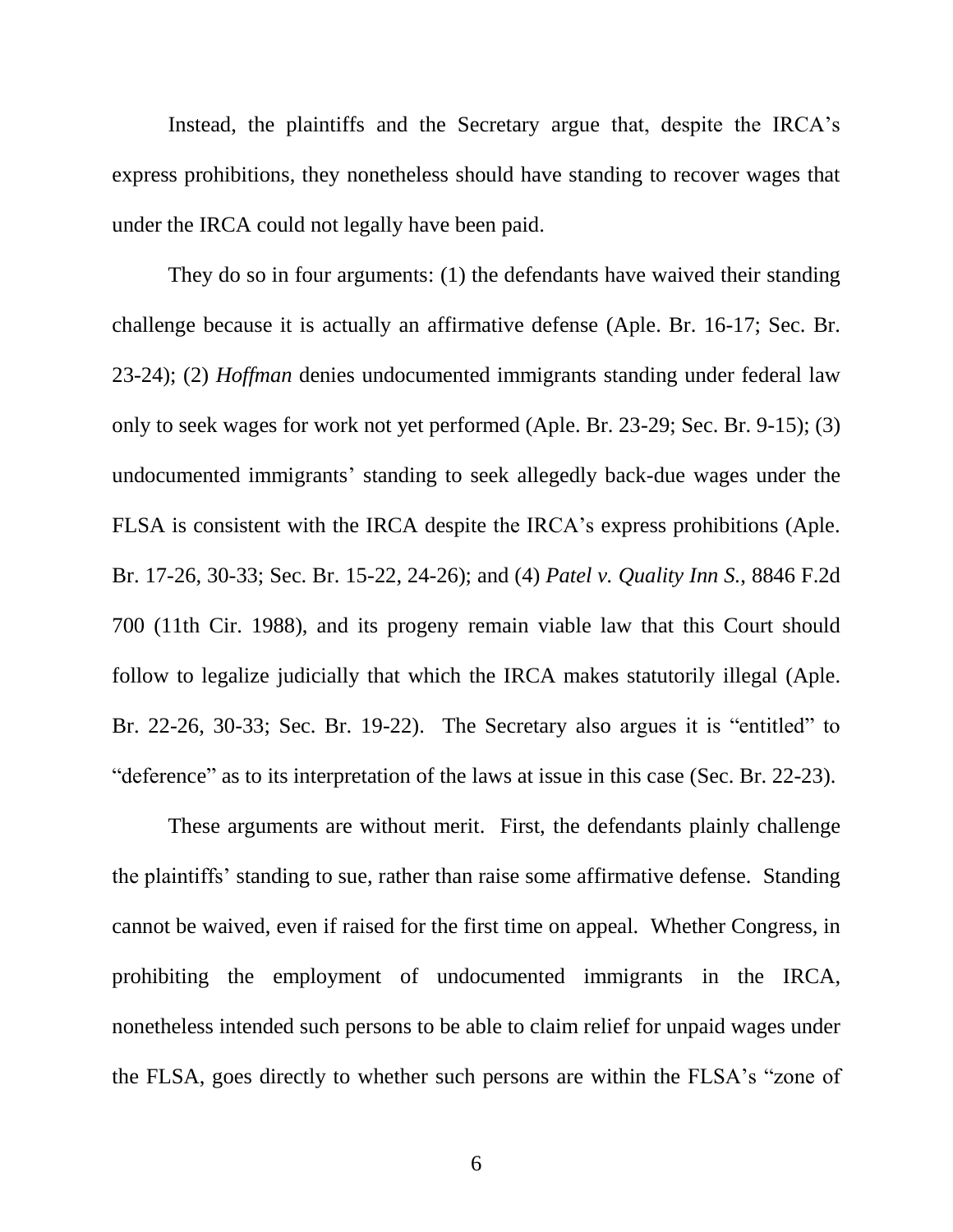Instead, the plaintiffs and the Secretary argue that, despite the IRCA's express prohibitions, they nonetheless should have standing to recover wages that under the IRCA could not legally have been paid.

They do so in four arguments: (1) the defendants have waived their standing challenge because it is actually an affirmative defense (Aple. Br. 16-17; Sec. Br. 23-24); (2) *Hoffman* denies undocumented immigrants standing under federal law only to seek wages for work not yet performed (Aple. Br. 23-29; Sec. Br. 9-15); (3) undocumented immigrants' standing to seek allegedly back-due wages under the FLSA is consistent with the IRCA despite the IRCA's express prohibitions (Aple. Br. 17-26, 30-33; Sec. Br. 15-22, 24-26); and (4) *Patel v. Quality Inn S.*, 8846 F.2d 700 (11th Cir. 1988), and its progeny remain viable law that this Court should follow to legalize judicially that which the IRCA makes statutorily illegal (Aple. Br. 22-26, 30-33; Sec. Br. 19-22). The Secretary also argues it is "entitled" to "deference" as to its interpretation of the laws at issue in this case (Sec. Br. 22-23).

These arguments are without merit. First, the defendants plainly challenge the plaintiffs' standing to sue, rather than raise some affirmative defense. Standing cannot be waived, even if raised for the first time on appeal. Whether Congress, in prohibiting the employment of undocumented immigrants in the IRCA, nonetheless intended such persons to be able to claim relief for unpaid wages under the FLSA, goes directly to whether such persons are within the FLSA's "zone of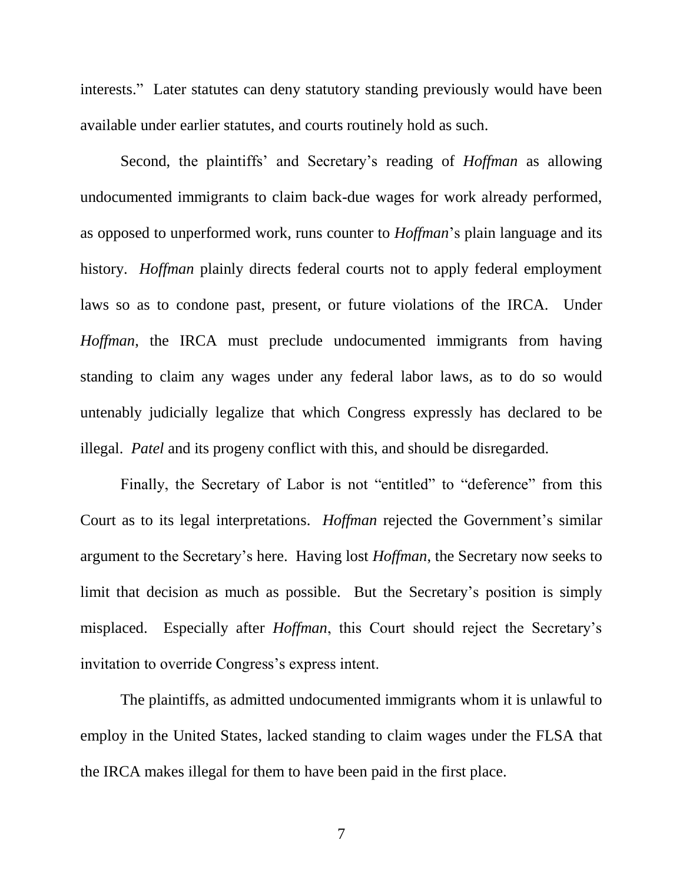interests." Later statutes can deny statutory standing previously would have been available under earlier statutes, and courts routinely hold as such.

Second, the plaintiffs' and Secretary's reading of *Hoffman* as allowing undocumented immigrants to claim back-due wages for work already performed, as opposed to unperformed work, runs counter to *Hoffman*'s plain language and its history. *Hoffman* plainly directs federal courts not to apply federal employment laws so as to condone past, present, or future violations of the IRCA. Under *Hoffman*, the IRCA must preclude undocumented immigrants from having standing to claim any wages under any federal labor laws, as to do so would untenably judicially legalize that which Congress expressly has declared to be illegal. *Patel* and its progeny conflict with this, and should be disregarded.

Finally, the Secretary of Labor is not "entitled" to "deference" from this Court as to its legal interpretations. *Hoffman* rejected the Government's similar argument to the Secretary's here. Having lost *Hoffman*, the Secretary now seeks to limit that decision as much as possible. But the Secretary's position is simply misplaced. Especially after *Hoffman*, this Court should reject the Secretary's invitation to override Congress's express intent.

The plaintiffs, as admitted undocumented immigrants whom it is unlawful to employ in the United States, lacked standing to claim wages under the FLSA that the IRCA makes illegal for them to have been paid in the first place.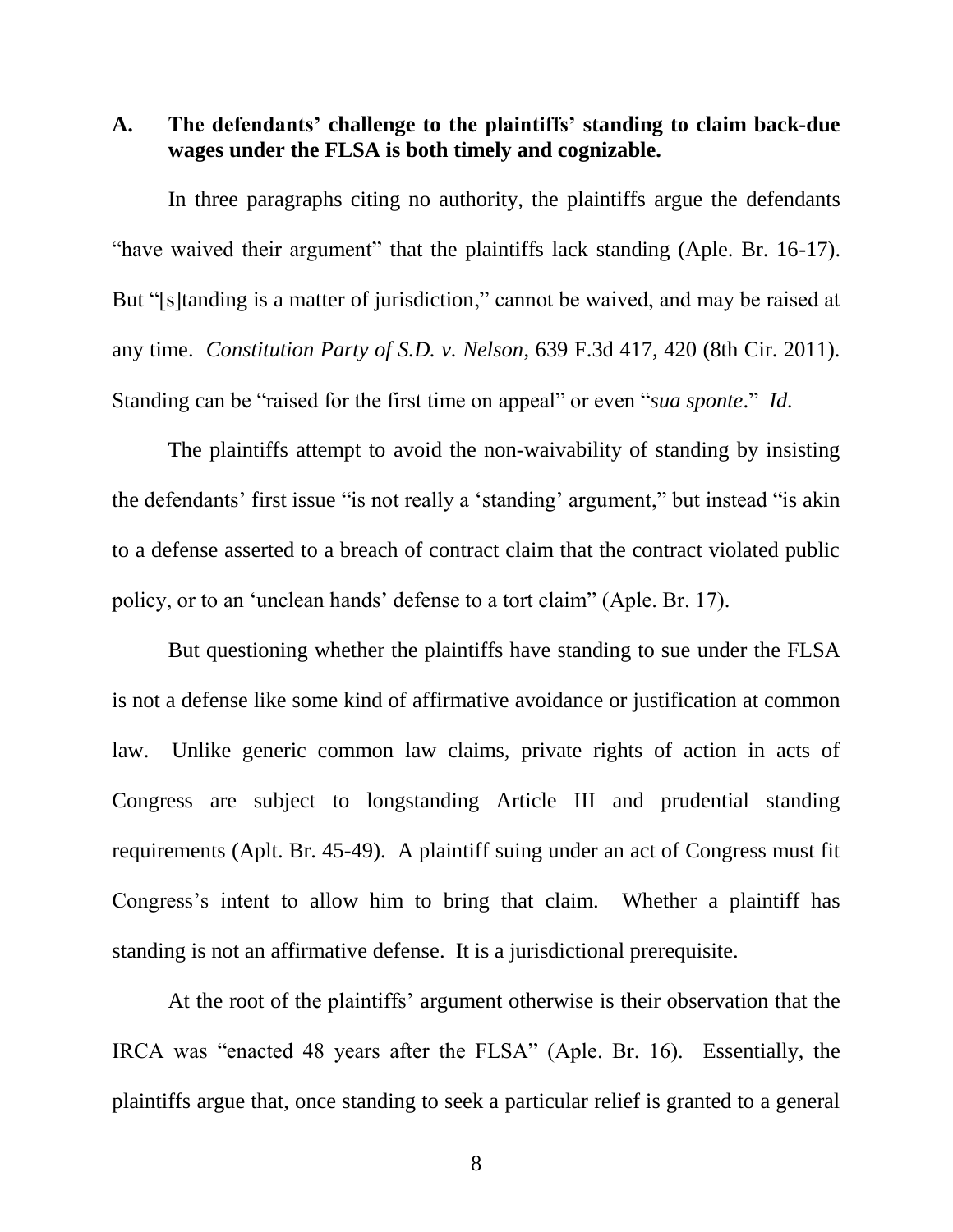**A. The defendants' challenge to the plaintiffs' standing to claim back-due wages under the FLSA is both timely and cognizable.**

In three paragraphs citing no authority, the plaintiffs argue the defendants "have waived their argument" that the plaintiffs lack standing (Aple. Br. 16-17). But "[s]tanding is a matter of jurisdiction," cannot be waived, and may be raised at any time. *Constitution Party of S.D. v. Nelson*, 639 F.3d 417, 420 (8th Cir. 2011). Standing can be "raised for the first time on appeal" or even "*sua sponte*." *Id.*

The plaintiffs attempt to avoid the non-waivability of standing by insisting the defendants' first issue "is not really a 'standing' argument," but instead "is akin to a defense asserted to a breach of contract claim that the contract violated public policy, or to an 'unclean hands' defense to a tort claim" (Aple. Br. 17).

But questioning whether the plaintiffs have standing to sue under the FLSA is not a defense like some kind of affirmative avoidance or justification at common law. Unlike generic common law claims, private rights of action in acts of Congress are subject to longstanding Article III and prudential standing requirements (Aplt. Br. 45-49). A plaintiff suing under an act of Congress must fit Congress's intent to allow him to bring that claim. Whether a plaintiff has standing is not an affirmative defense. It is a jurisdictional prerequisite.

At the root of the plaintiffs' argument otherwise is their observation that the IRCA was "enacted 48 years after the FLSA" (Aple. Br. 16). Essentially, the plaintiffs argue that, once standing to seek a particular relief is granted to a general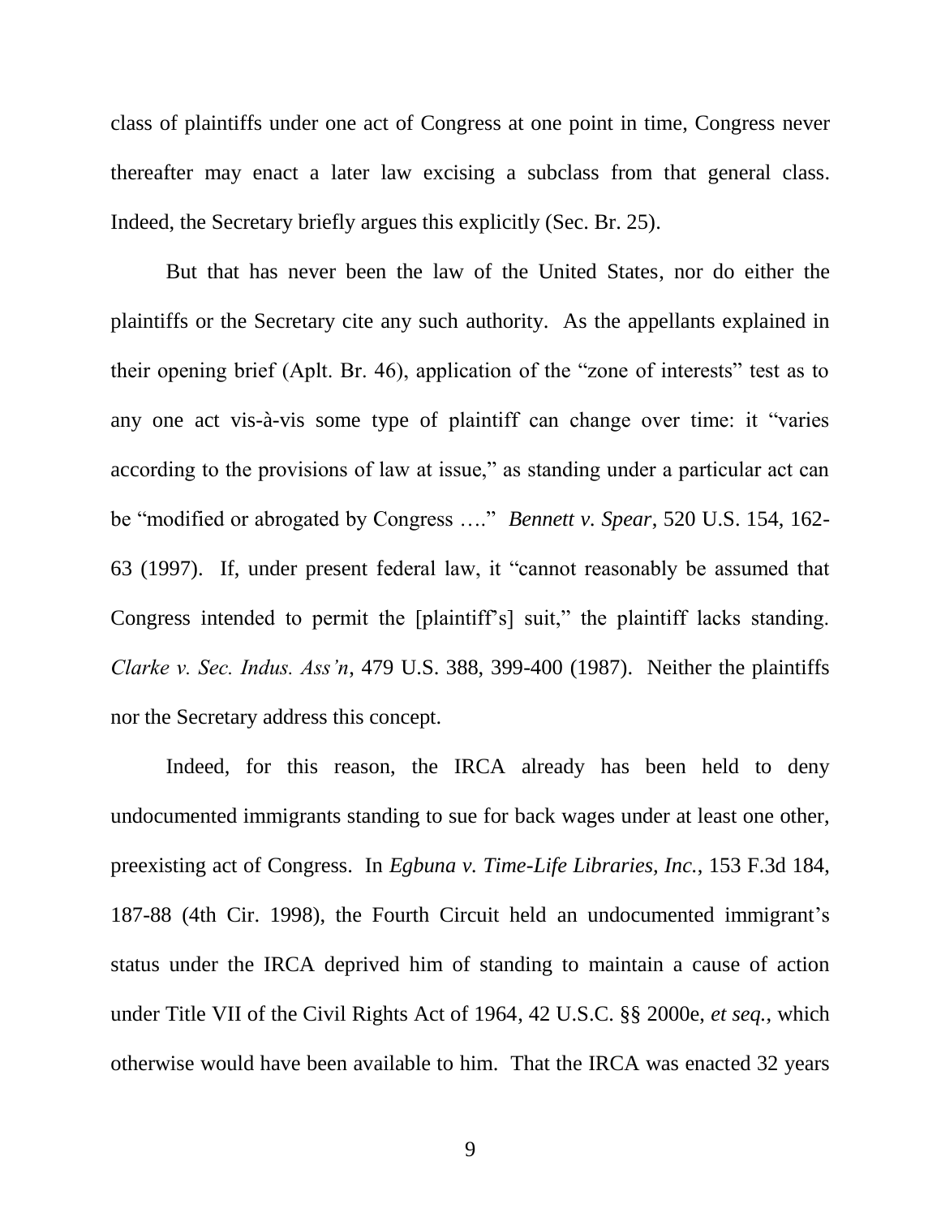class of plaintiffs under one act of Congress at one point in time, Congress never thereafter may enact a later law excising a subclass from that general class. Indeed, the Secretary briefly argues this explicitly (Sec. Br. 25).

But that has never been the law of the United States, nor do either the plaintiffs or the Secretary cite any such authority. As the appellants explained in their opening brief (Aplt. Br. 46), application of the "zone of interests" test as to any one act vis-à-vis some type of plaintiff can change over time: it "varies according to the provisions of law at issue," as standing under a particular act can be "modified or abrogated by Congress …." *Bennett v. Spear*, 520 U.S. 154, 162-63 (1997). If, under present federal law, it "cannot reasonably be assumed that Congress intended to permit the [plaintiff's] suit," the plaintiff lacks standing. *Clarke v. Sec. Indus. Ass'n*, 479 U.S. 388, 399-400 (1987). Neither the plaintiffs nor the Secretary address this concept.

Indeed, for this reason, the IRCA already has been held to deny undocumented immigrants standing to sue for back wages under at least one other, preexisting act of Congress. In *Egbuna v. Time-Life Libraries, Inc.*, 153 F.3d 184, 187-88 (4th Cir. 1998), the Fourth Circuit held an undocumented immigrant's status under the IRCA deprived him of standing to maintain a cause of action under Title VII of the Civil Rights Act of 1964, 42 U.S.C. §§ 2000e, *et seq.*, which otherwise would have been available to him. That the IRCA was enacted 32 years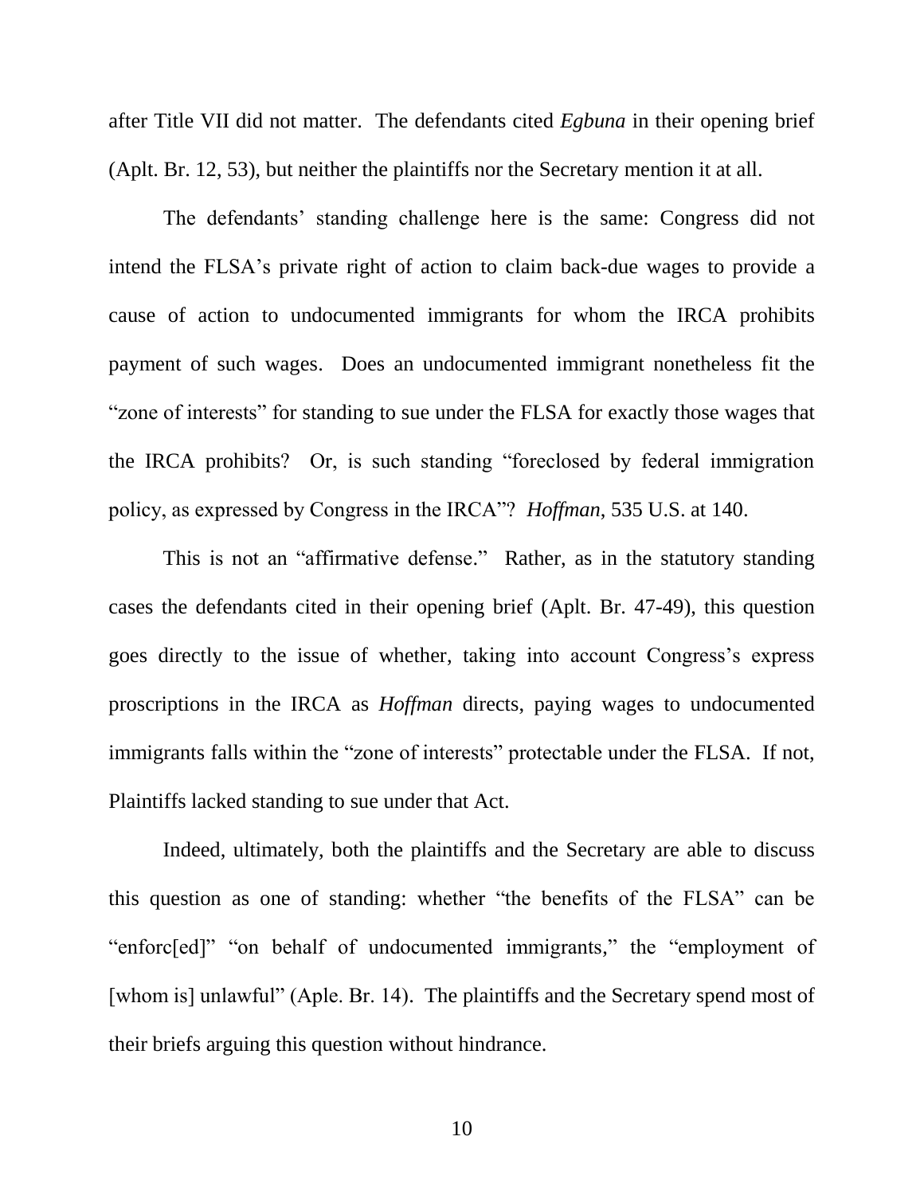after Title VII did not matter. The defendants cited *Egbuna* in their opening brief (Aplt. Br. 12, 53), but neither the plaintiffs nor the Secretary mention it at all.

The defendants' standing challenge here is the same: Congress did not intend the FLSA's private right of action to claim back-due wages to provide a cause of action to undocumented immigrants for whom the IRCA prohibits payment of such wages. Does an undocumented immigrant nonetheless fit the "zone of interests" for standing to sue under the FLSA for exactly those wages that the IRCA prohibits? Or, is such standing "foreclosed by federal immigration policy, as expressed by Congress in the IRCA"? *Hoffman*, 535 U.S. at 140.

This is not an "affirmative defense." Rather, as in the statutory standing cases the defendants cited in their opening brief (Aplt. Br. 47-49), this question goes directly to the issue of whether, taking into account Congress's express proscriptions in the IRCA as *Hoffman* directs, paying wages to undocumented immigrants falls within the "zone of interests" protectable under the FLSA. If not, Plaintiffs lacked standing to sue under that Act.

Indeed, ultimately, both the plaintiffs and the Secretary are able to discuss this question as one of standing: whether "the benefits of the FLSA" can be "enforc[ed]" "on behalf of undocumented immigrants," the "employment of [whom is] unlawful" (Aple. Br. 14). The plaintiffs and the Secretary spend most of their briefs arguing this question without hindrance.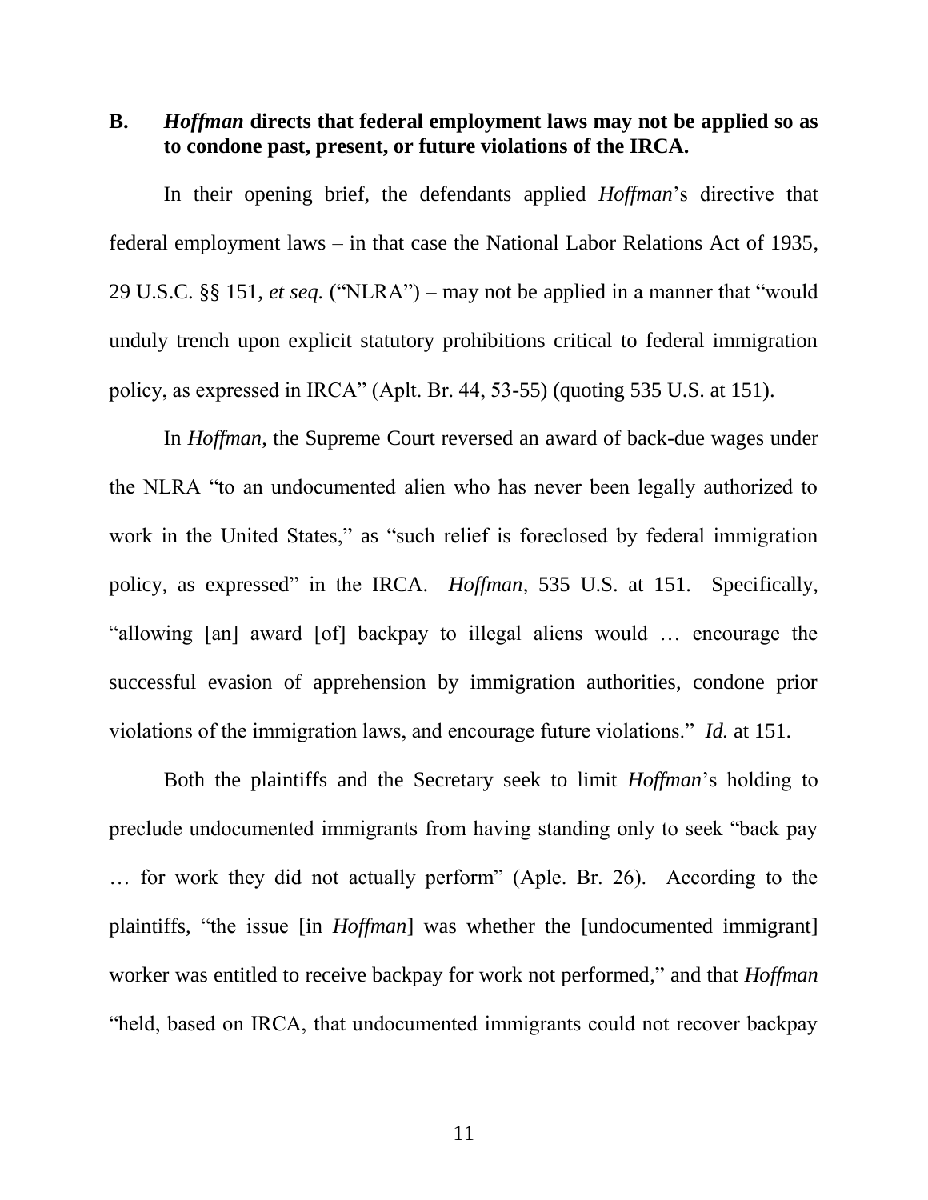### B. *Hoffman* directs that federal employment laws may not be applied so as to condone past, present, or future violations of the IRCA.

In their opening brief, the defendants applied *Hoffman*'s directive that federal employment laws – in that case the National Labor Relations Act of 1935, 29 U.S.C. §§ 151, *et seq.* ("NLRA") – may not be applied in a manner that "would unduly trench upon explicit statutory prohibitions critical to federal immigration policy, as expressed in IRCA" (Aplt. Br. 44, 53-55) (quoting 535 U.S. at 151).

In *Hoffman*, the Supreme Court reversed an award of back-due wages under the NLRA "to an undocumented alien who has never been legally authorized to work in the United States," as "such relief is foreclosed by federal immigration policy, as expressed" in the IRCA. *Hoffman*, 535 U.S. at 151. Specifically, "allowing [an] award [of] backpay to illegal aliens would … encourage the successful evasion of apprehension by immigration authorities, condone prior violations of the immigration laws, and encourage future violations." *Id.* at 151.

Both the plaintiffs and the Secretary seek to limit *Hoffman*'s holding to preclude undocumented immigrants from having standing only to seek "back pay … for work they did not actually perform" (Aple. Br. 26). According to the plaintiffs, "the issue [in *Hoffman*] was whether the [undocumented immigrant] worker was entitled to receive backpay for work not performed," and that *Hoffman* "held, based on IRCA, that undocumented immigrants could not recover backpay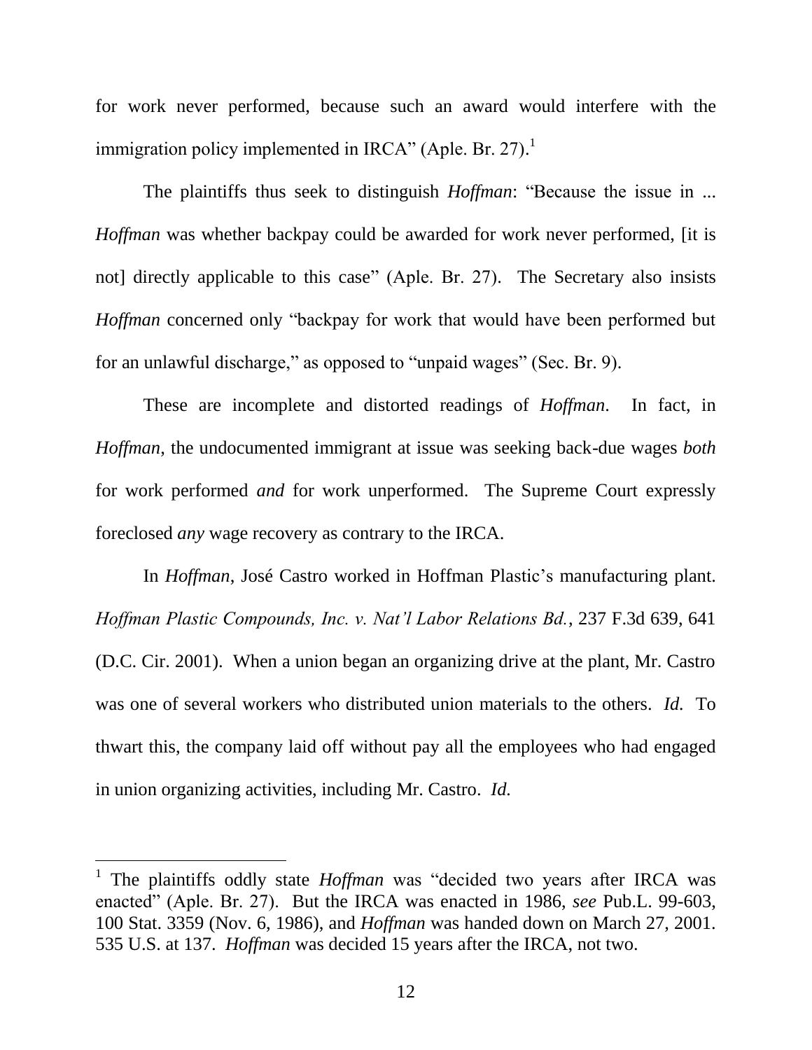for work never performed, because such an award would interfere with the immigration policy implemented in IRCA" (Aple. Br. 27).[1]

The plaintiffs thus seek to distinguish *Hoffman*: "Because the issue in ... *Hoffman* was whether backpay could be awarded for work never performed, [it is not] directly applicable to this case" (Aple. Br. 27). The Secretary also insists *Hoffman* concerned only "backpay for work that would have been performed but for an unlawful discharge," as opposed to "unpaid wages" (Sec. Br. 9).

These are incomplete and distorted readings of *Hoffman*. In fact, in *Hoffman*, the undocumented immigrant at issue was seeking back-due wages *both* for work performed *and* for work unperformed. The Supreme Court expressly foreclosed *any* wage recovery as contrary to the IRCA.

In *Hoffman*, José Castro worked in Hoffman Plastic's manufacturing plant. *Hoffman Plastic Compounds, Inc. v. Nat'l Labor Relations Bd.*, 237 F.3d 639, 641 (D.C. Cir. 2001). When a union began an organizing drive at the plant, Mr. Castro was one of several workers who distributed union materials to the others. *Id.* To thwart this, the company laid off without pay all the employees who had engaged in union organizing activities, including Mr. Castro. *Id.*

---

[1] The plaintiffs oddly state *Hoffman* was "decided two years after IRCA was enacted" (Aple. Br. 27). But the IRCA was enacted in 1986, *see* Pub.L. 99-603, 100 Stat. 3359 (Nov. 6, 1986), and *Hoffman* was handed down on March 27, 2001. 535 U.S. at 137. *Hoffman* was decided 15 years after the IRCA, not two.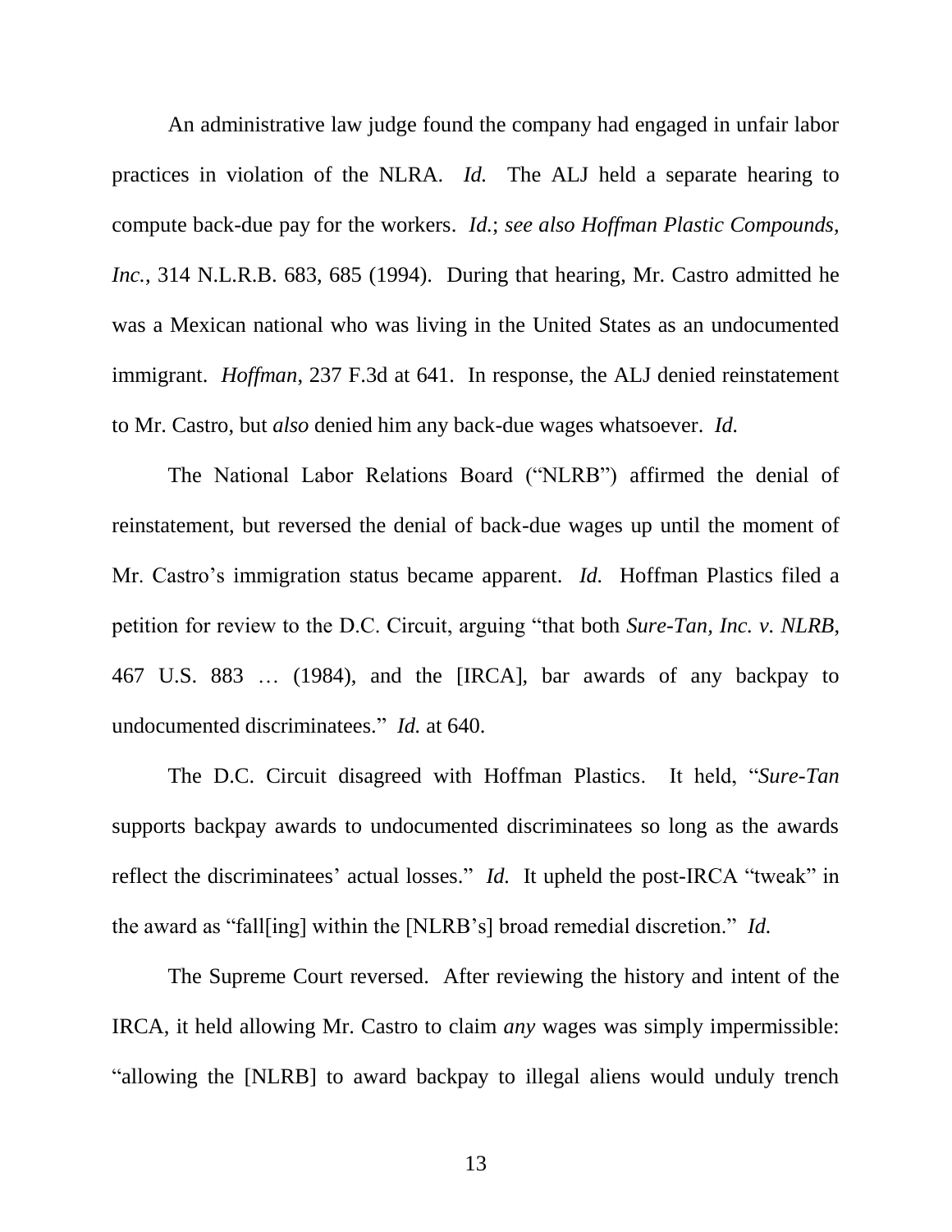An administrative law judge found the company had engaged in unfair labor practices in violation of the NLRA. *Id.* The ALJ held a separate hearing to compute back-due pay for the workers. *Id.*; *see also Hoffman Plastic Compounds, Inc.*, 314 N.L.R.B. 683, 685 (1994). During that hearing, Mr. Castro admitted he was a Mexican national who was living in the United States as an undocumented immigrant. *Hoffman*, 237 F.3d at 641. In response, the ALJ denied reinstatement to Mr. Castro, but *also* denied him any back-due wages whatsoever. *Id.*

The National Labor Relations Board ("NLRB") affirmed the denial of reinstatement, but reversed the denial of back-due wages up until the moment of Mr. Castro's immigration status became apparent. *Id.* Hoffman Plastics filed a petition for review to the D.C. Circuit, arguing "that both *Sure-Tan, Inc. v. NLRB*, 467 U.S. 883 … (1984), and the [IRCA], bar awards of any backpay to undocumented discriminatees." *Id.* at 640.

The D.C. Circuit disagreed with Hoffman Plastics. It held, "*Sure-Tan* supports backpay awards to undocumented discriminatees so long as the awards reflect the discriminatees' actual losses." *Id.* It upheld the post-IRCA "tweak" in the award as "fall[ing] within the [NLRB's] broad remedial discretion." *Id.*

The Supreme Court reversed. After reviewing the history and intent of the IRCA, it held allowing Mr. Castro to claim *any* wages was simply impermissible: "allowing the [NLRB] to award backpay to illegal aliens would unduly trench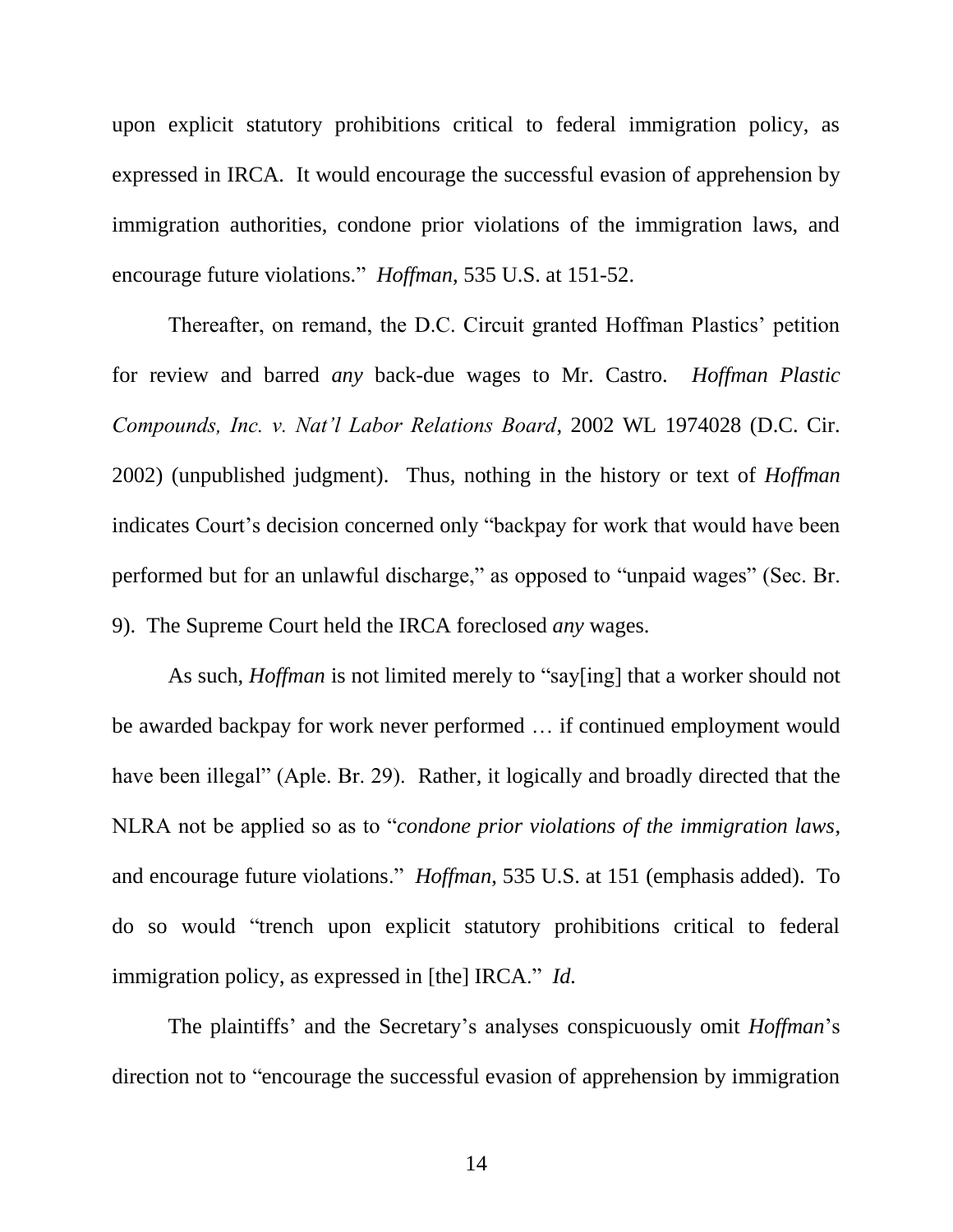upon explicit statutory prohibitions critical to federal immigration policy, as expressed in IRCA. It would encourage the successful evasion of apprehension by immigration authorities, condone prior violations of the immigration laws, and encourage future violations." *Hoffman*, 535 U.S. at 151-52.

Thereafter, on remand, the D.C. Circuit granted Hoffman Plastics' petition for review and barred *any* back-due wages to Mr. Castro. *Hoffman Plastic Compounds, Inc. v. Nat'l Labor Relations Board*, 2002 WL 1974028 (D.C. Cir. 2002) (unpublished judgment). Thus, nothing in the history or text of *Hoffman* indicates Court's decision concerned only "backpay for work that would have been performed but for an unlawful discharge," as opposed to "unpaid wages" (Sec. Br. 9). The Supreme Court held the IRCA foreclosed *any* wages.

As such, *Hoffman* is not limited merely to "say[ing] that a worker should not be awarded backpay for work never performed … if continued employment would have been illegal" (Aple. Br. 29). Rather, it logically and broadly directed that the NLRA not be applied so as to "*condone prior violations of the immigration laws*, and encourage future violations." *Hoffman*, 535 U.S. at 151 (emphasis added). To do so would "trench upon explicit statutory prohibitions critical to federal immigration policy, as expressed in [the] IRCA." *Id.*

The plaintiffs' and the Secretary's analyses conspicuously omit *Hoffman*'s direction not to "encourage the successful evasion of apprehension by immigration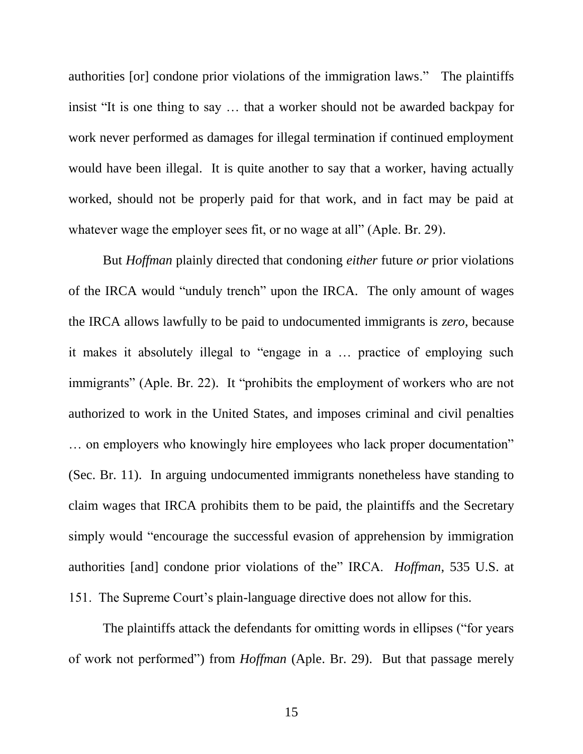authorities [or] condone prior violations of the immigration laws." The plaintiffs insist "It is one thing to say … that a worker should not be awarded backpay for work never performed as damages for illegal termination if continued employment would have been illegal. It is quite another to say that a worker, having actually worked, should not be properly paid for that work, and in fact may be paid at whatever wage the employer sees fit, or no wage at all" (Aple. Br. 29).

But *Hoffman* plainly directed that condoning *either* future *or* prior violations of the IRCA would "unduly trench" upon the IRCA. The only amount of wages the IRCA allows lawfully to be paid to undocumented immigrants is *zero*, because it makes it absolutely illegal to "engage in a … practice of employing such immigrants" (Aple. Br. 22). It "prohibits the employment of workers who are not authorized to work in the United States, and imposes criminal and civil penalties … on employers who knowingly hire employees who lack proper documentation" (Sec. Br. 11). In arguing undocumented immigrants nonetheless have standing to claim wages that IRCA prohibits them to be paid, the plaintiffs and the Secretary simply would "encourage the successful evasion of apprehension by immigration authorities [and] condone prior violations of the" IRCA. *Hoffman*, 535 U.S. at 151. The Supreme Court's plain-language directive does not allow for this.

The plaintiffs attack the defendants for omitting words in ellipses ("for years of work not performed") from *Hoffman* (Aple. Br. 29). But that passage merely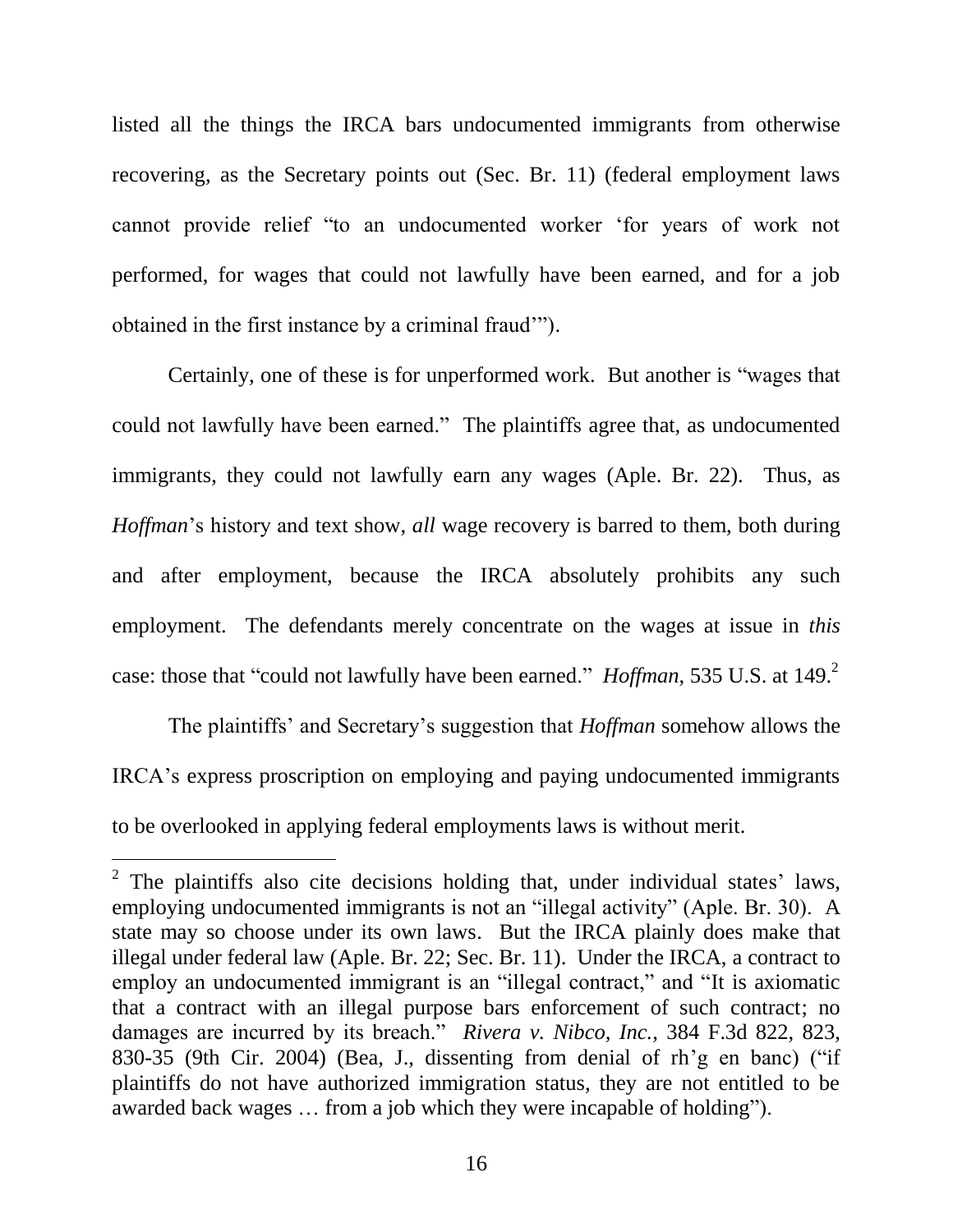listed all the things the IRCA bars undocumented immigrants from otherwise recovering, as the Secretary points out (Sec. Br. 11) (federal employment laws cannot provide relief "to an undocumented worker 'for years of work not performed, for wages that could not lawfully have been earned, and for a job obtained in the first instance by a criminal fraud'").

Certainly, one of these is for unperformed work. But another is "wages that could not lawfully have been earned." The plaintiffs agree that, as undocumented immigrants, they could not lawfully earn any wages (Aple. Br. 22). Thus, as *Hoffman*'s history and text show, *all* wage recovery is barred to them, both during and after employment, because the IRCA absolutely prohibits any such employment. The defendants merely concentrate on the wages at issue in *this* case: those that "could not lawfully have been earned." *Hoffman*, 535 U.S. at 149.[2]

The plaintiffs' and Secretary's suggestion that *Hoffman* somehow allows the IRCA's express proscription on employing and paying undocumented immigrants to be overlooked in applying federal employments laws is without merit.

---

[2] The plaintiffs also cite decisions holding that, under individual states' laws, employing undocumented immigrants is not an "illegal activity" (Aple. Br. 30). A state may so choose under its own laws. But the IRCA plainly does make that illegal under federal law (Aple. Br. 22; Sec. Br. 11). Under the IRCA, a contract to employ an undocumented immigrant is an "illegal contract," and "It is axiomatic that a contract with an illegal purpose bars enforcement of such contract; no damages are incurred by its breach." *Rivera v. Nibco, Inc.*, 384 F.3d 822, 823, 830-35 (9th Cir. 2004) (Bea, J., dissenting from denial of rh'g en banc) ("if plaintiffs do not have authorized immigration status, they are not entitled to be awarded back wages … from a job which they were incapable of holding").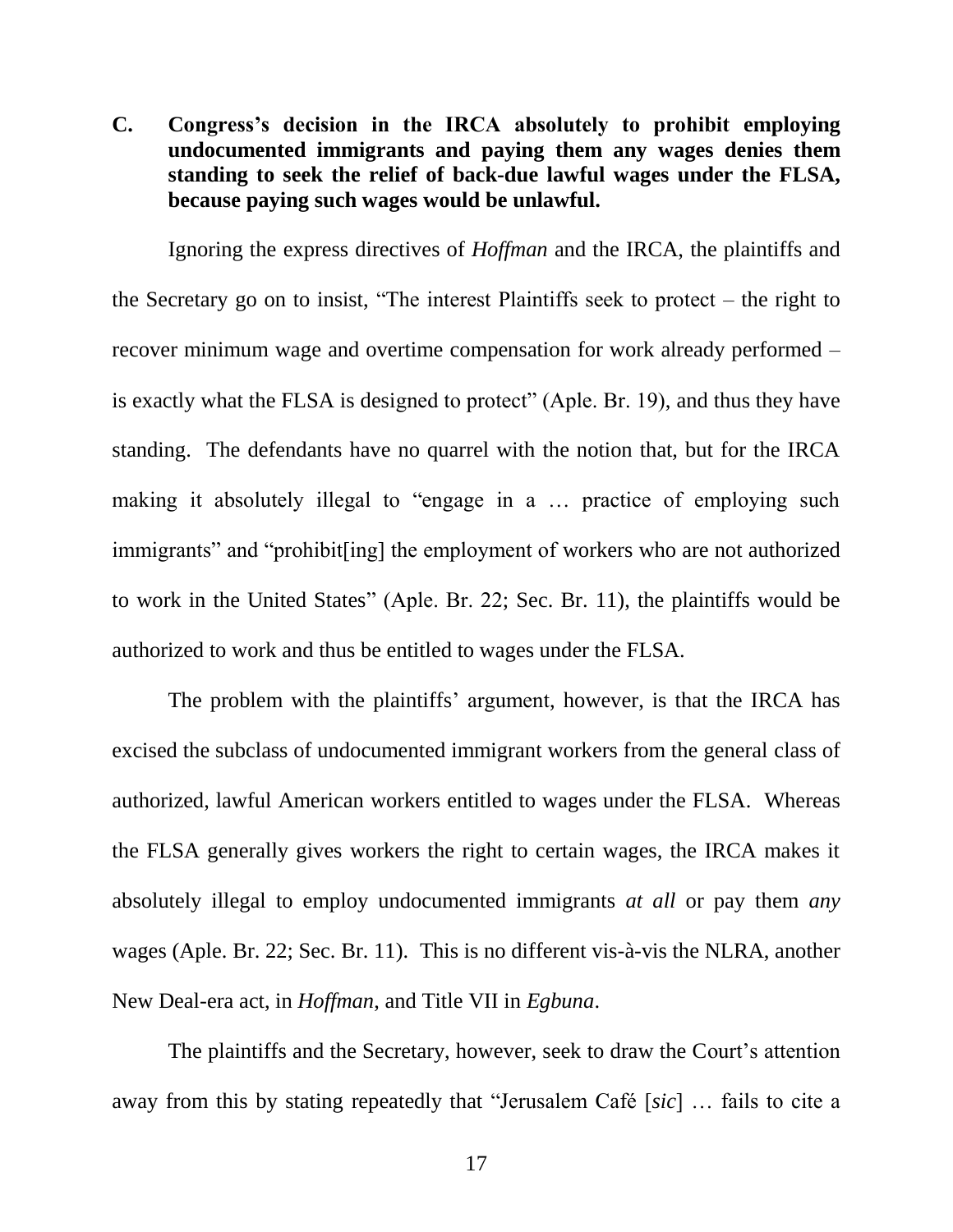**C. Congress's decision in the IRCA absolutely to prohibit employing undocumented immigrants and paying them any wages denies them standing to seek the relief of back-due lawful wages under the FLSA, because paying such wages would be unlawful.**

Ignoring the express directives of *Hoffman* and the IRCA, the plaintiffs and the Secretary go on to insist, "The interest Plaintiffs seek to protect – the right to recover minimum wage and overtime compensation for work already performed – is exactly what the FLSA is designed to protect" (Aple. Br. 19), and thus they have standing. The defendants have no quarrel with the notion that, but for the IRCA making it absolutely illegal to "engage in a … practice of employing such immigrants" and "prohibit[ing] the employment of workers who are not authorized to work in the United States" (Aple. Br. 22; Sec. Br. 11), the plaintiffs would be authorized to work and thus be entitled to wages under the FLSA.

The problem with the plaintiffs' argument, however, is that the IRCA has excised the subclass of undocumented immigrant workers from the general class of authorized, lawful American workers entitled to wages under the FLSA. Whereas the FLSA generally gives workers the right to certain wages, the IRCA makes it absolutely illegal to employ undocumented immigrants *at all* or pay them *any* wages (Aple. Br. 22; Sec. Br. 11). This is no different vis-à-vis the NLRA, another New Deal-era act, in *Hoffman*, and Title VII in *Egbuna*.

The plaintiffs and the Secretary, however, seek to draw the Court's attention away from this by stating repeatedly that "Jerusalem Café [*sic*] … fails to cite a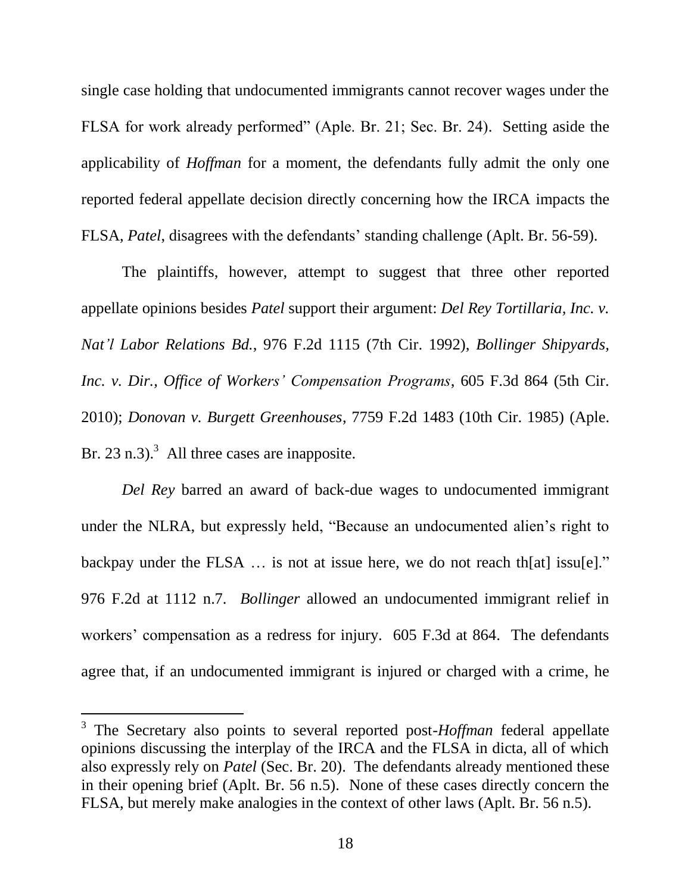single case holding that undocumented immigrants cannot recover wages under the FLSA for work already performed" (Aple. Br. 21; Sec. Br. 24). Setting aside the applicability of *Hoffman* for a moment, the defendants fully admit the only one reported federal appellate decision directly concerning how the IRCA impacts the FLSA, *Patel*, disagrees with the defendants' standing challenge (Aplt. Br. 56-59).

The plaintiffs, however, attempt to suggest that three other reported appellate opinions besides *Patel* support their argument: *Del Rey Tortillaria, Inc. v. Nat'l Labor Relations Bd.*, 976 F.2d 1115 (7th Cir. 1992), *Bollinger Shipyards, Inc. v. Dir., Office of Workers' Compensation Programs*, 605 F.3d 864 (5th Cir. 2010); *Donovan v. Burgett Greenhouses*, 7759 F.2d 1483 (10th Cir. 1985) (Aple. Br. 23 n.3).[3] All three cases are inapposite.

*Del Rey* barred an award of back-due wages to undocumented immigrant under the NLRA, but expressly held, "Because an undocumented alien's right to backpay under the FLSA … is not at issue here, we do not reach th[at] issu[e]." 976 F.2d at 1112 n.7. *Bollinger* allowed an undocumented immigrant relief in workers' compensation as a redress for injury. 605 F.3d at 864. The defendants agree that, if an undocumented immigrant is injured or charged with a crime, he

[3] The Secretary also points to several reported post-*Hoffman* federal appellate opinions discussing the interplay of the IRCA and the FLSA in dicta, all of which also expressly rely on *Patel* (Sec. Br. 20). The defendants already mentioned these in their opening brief (Aplt. Br. 56 n.5). None of these cases directly concern the FLSA, but merely make analogies in the context of other laws (Aplt. Br. 56 n.5).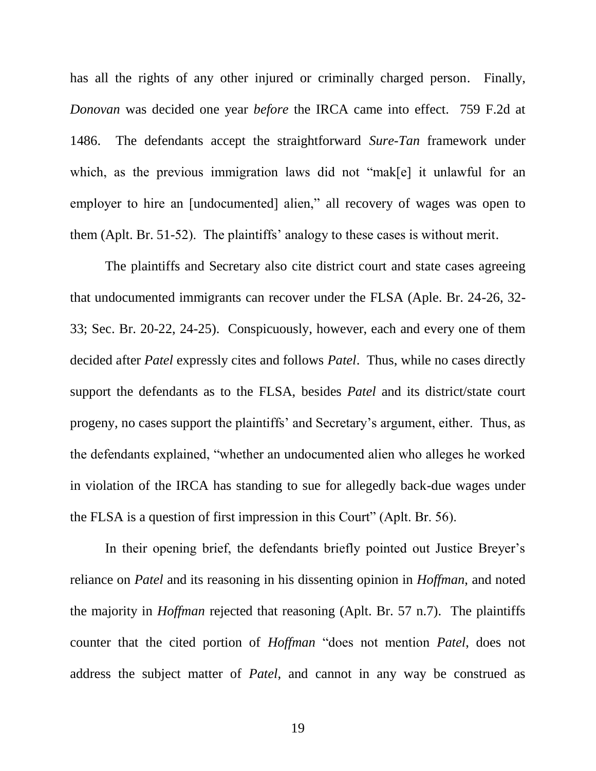has all the rights of any other injured or criminally charged person. Finally, *Donovan* was decided one year *before* the IRCA came into effect. 759 F.2d at 1486. The defendants accept the straightforward *Sure-Tan* framework under which, as the previous immigration laws did not "mak[e] it unlawful for an employer to hire an [undocumented] alien," all recovery of wages was open to them (Aplt. Br. 51-52). The plaintiffs' analogy to these cases is without merit.

The plaintiffs and Secretary also cite district court and state cases agreeing that undocumented immigrants can recover under the FLSA (Aple. Br. 24-26, 32-33; Sec. Br. 20-22, 24-25). Conspicuously, however, each and every one of them decided after *Patel* expressly cites and follows *Patel*. Thus, while no cases directly support the defendants as to the FLSA, besides *Patel* and its district/state court progeny, no cases support the plaintiffs' and Secretary's argument, either. Thus, as the defendants explained, "whether an undocumented alien who alleges he worked in violation of the IRCA has standing to sue for allegedly back-due wages under the FLSA is a question of first impression in this Court" (Aplt. Br. 56).

In their opening brief, the defendants briefly pointed out Justice Breyer's reliance on *Patel* and its reasoning in his dissenting opinion in *Hoffman*, and noted the majority in *Hoffman* rejected that reasoning (Aplt. Br. 57 n.7). The plaintiffs counter that the cited portion of *Hoffman* "does not mention *Patel*, does not address the subject matter of *Patel*, and cannot in any way be construed as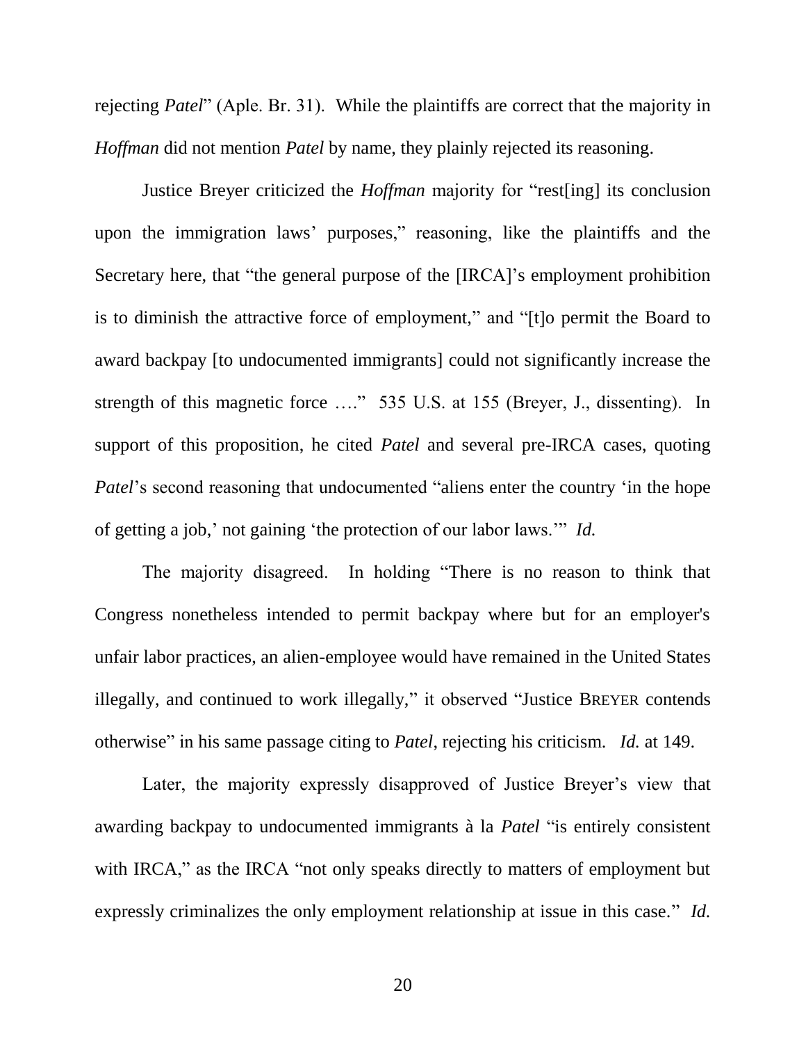rejecting *Patel*" (Aple. Br. 31). While the plaintiffs are correct that the majority in *Hoffman* did not mention *Patel* by name, they plainly rejected its reasoning.

Justice Breyer criticized the *Hoffman* majority for "rest[ing] its conclusion upon the immigration laws' purposes," reasoning, like the plaintiffs and the Secretary here, that "the general purpose of the [IRCA]'s employment prohibition is to diminish the attractive force of employment," and "[t]o permit the Board to award backpay [to undocumented immigrants] could not significantly increase the strength of this magnetic force …." 535 U.S. at 155 (Breyer, J., dissenting). In support of this proposition, he cited *Patel* and several pre-IRCA cases, quoting *Patel*'s second reasoning that undocumented "aliens enter the country 'in the hope of getting a job,' not gaining 'the protection of our labor laws.'" *Id.*

The majority disagreed. In holding "There is no reason to think that Congress nonetheless intended to permit backpay where but for an employer's unfair labor practices, an alien-employee would have remained in the United States illegally, and continued to work illegally," it observed "Justice BREYER contends otherwise" in his same passage citing to *Patel*, rejecting his criticism. *Id.* at 149.

Later, the majority expressly disapproved of Justice Breyer's view that awarding backpay to undocumented immigrants à la *Patel* "is entirely consistent with IRCA," as the IRCA "not only speaks directly to matters of employment but expressly criminalizes the only employment relationship at issue in this case." *Id.*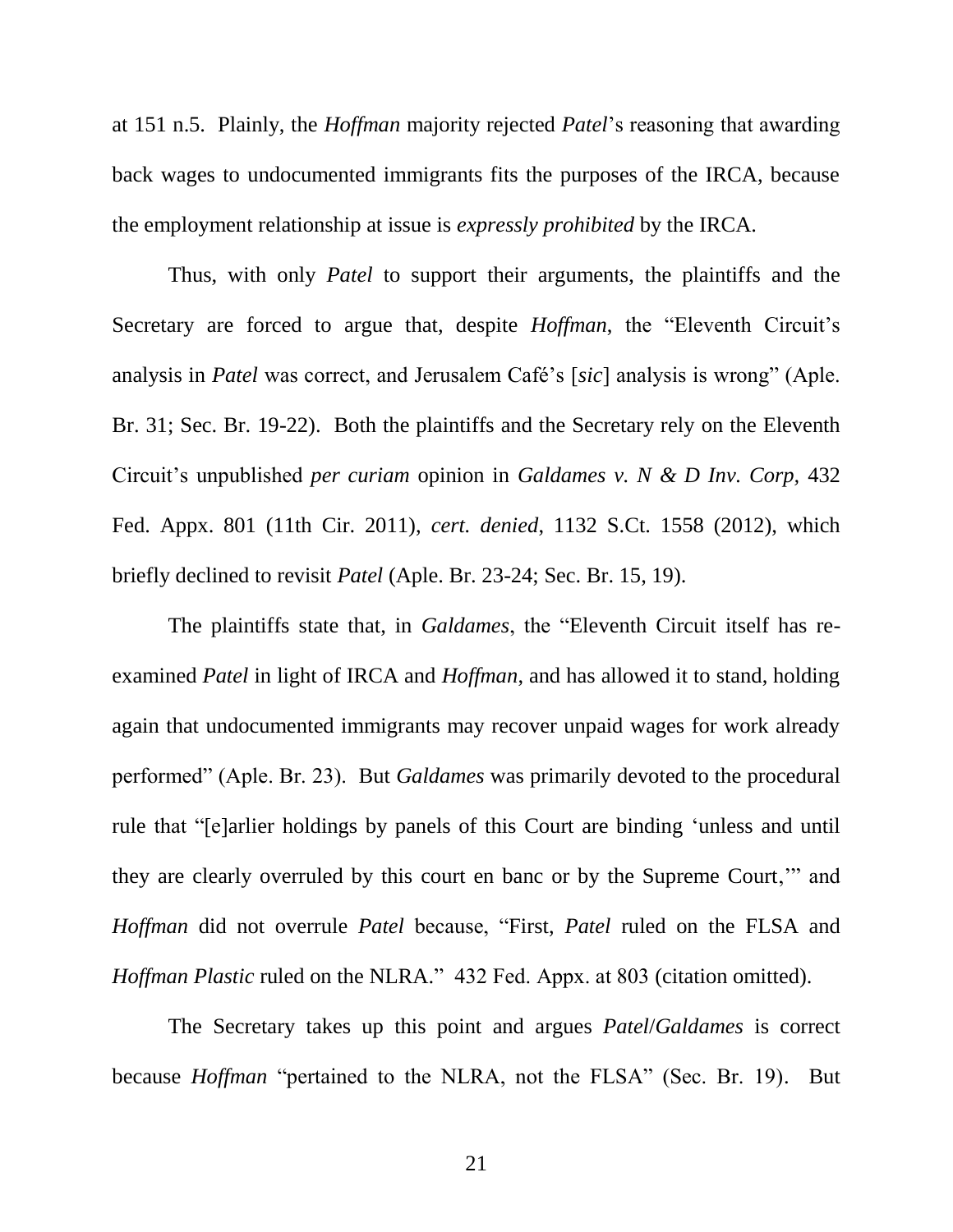at 151 n.5. Plainly, the *Hoffman* majority rejected *Patel*'s reasoning that awarding back wages to undocumented immigrants fits the purposes of the IRCA, because the employment relationship at issue is *expressly prohibited* by the IRCA.

Thus, with only *Patel* to support their arguments, the plaintiffs and the Secretary are forced to argue that, despite *Hoffman*, the "Eleventh Circuit's analysis in *Patel* was correct, and Jerusalem Café's [*sic*] analysis is wrong" (Aple. Br. 31; Sec. Br. 19-22). Both the plaintiffs and the Secretary rely on the Eleventh Circuit's unpublished *per curiam* opinion in *Galdames v. N & D Inv. Corp,* 432 Fed. Appx. 801 (11th Cir. 2011), *cert. denied*, 1132 S.Ct. 1558 (2012), which briefly declined to revisit *Patel* (Aple. Br. 23-24; Sec. Br. 15, 19).

The plaintiffs state that, in *Galdames*, the "Eleventh Circuit itself has re-examined *Patel* in light of IRCA and *Hoffman*, and has allowed it to stand, holding again that undocumented immigrants may recover unpaid wages for work already performed" (Aple. Br. 23). But *Galdames* was primarily devoted to the procedural rule that "[e]arlier holdings by panels of this Court are binding 'unless and until they are clearly overruled by this court en banc or by the Supreme Court,'" and *Hoffman* did not overrule *Patel* because, "First, *Patel* ruled on the FLSA and *Hoffman Plastic* ruled on the NLRA." 432 Fed. Appx. at 803 (citation omitted).

The Secretary takes up this point and argues *Patel*/*Galdames* is correct because *Hoffman* "pertained to the NLRA, not the FLSA" (Sec. Br. 19). But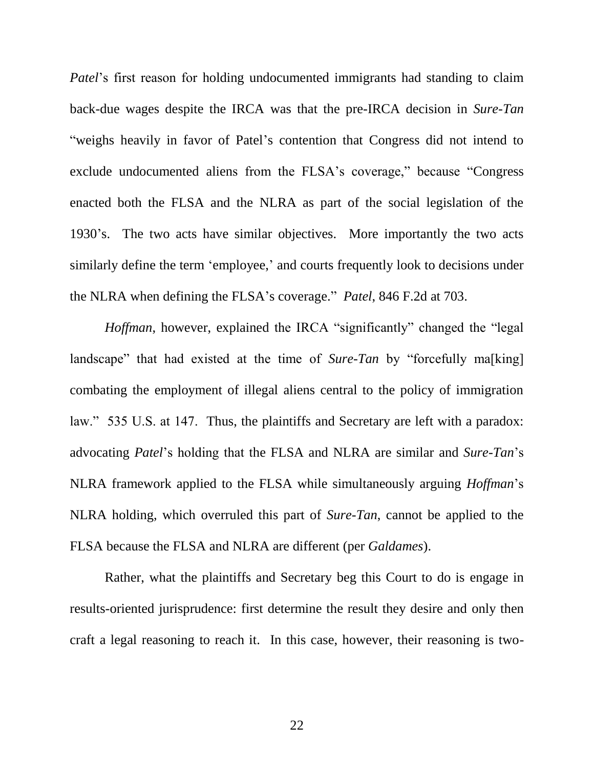*Patel*'s first reason for holding undocumented immigrants had standing to claim back-due wages despite the IRCA was that the pre-IRCA decision in *Sure-Tan* "weighs heavily in favor of Patel's contention that Congress did not intend to exclude undocumented aliens from the FLSA's coverage," because "Congress enacted both the FLSA and the NLRA as part of the social legislation of the 1930's. The two acts have similar objectives. More importantly the two acts similarly define the term 'employee,' and courts frequently look to decisions under the NLRA when defining the FLSA's coverage." *Patel*, 846 F.2d at 703.

*Hoffman*, however, explained the IRCA "significantly" changed the "legal landscape" that had existed at the time of *Sure-Tan* by "forcefully ma[king] combating the employment of illegal aliens central to the policy of immigration law." 535 U.S. at 147. Thus, the plaintiffs and Secretary are left with a paradox: advocating *Patel*'s holding that the FLSA and NLRA are similar and *Sure-Tan*'s NLRA framework applied to the FLSA while simultaneously arguing *Hoffman*'s NLRA holding, which overruled this part of *Sure-Tan*, cannot be applied to the FLSA because the FLSA and NLRA are different (per *Galdames*).

Rather, what the plaintiffs and Secretary beg this Court to do is engage in results-oriented jurisprudence: first determine the result they desire and only then craft a legal reasoning to reach it. In this case, however, their reasoning is two-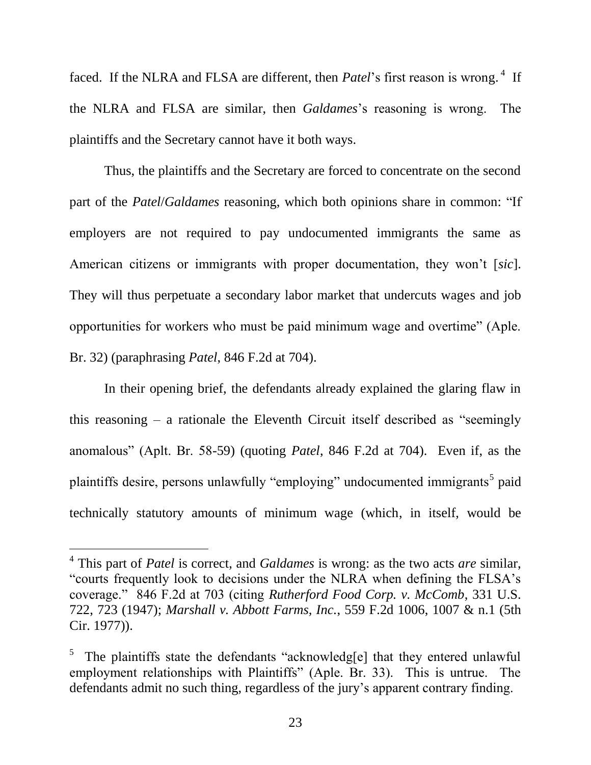faced. If the NLRA and FLSA are different, then *Patel*'s first reason is wrong.[4] If the NLRA and FLSA are similar, then *Galdames*'s reasoning is wrong. The plaintiffs and the Secretary cannot have it both ways.

Thus, the plaintiffs and the Secretary are forced to concentrate on the second part of the *Patel*/*Galdames* reasoning, which both opinions share in common: "If employers are not required to pay undocumented immigrants the same as American citizens or immigrants with proper documentation, they won't [*sic*]. They will thus perpetuate a secondary labor market that undercuts wages and job opportunities for workers who must be paid minimum wage and overtime" (Aple. Br. 32) (paraphrasing *Patel*, 846 F.2d at 704).

In their opening brief, the defendants already explained the glaring flaw in this reasoning – a rationale the Eleventh Circuit itself described as "seemingly anomalous" (Aplt. Br. 58-59) (quoting *Patel*, 846 F.2d at 704). Even if, as the plaintiffs desire, persons unlawfully "employing" undocumented immigrants[5] paid technically statutory amounts of minimum wage (which, in itself, would be

---

[4] This part of *Patel* is correct, and *Galdames* is wrong: as the two acts *are* similar, "courts frequently look to decisions under the NLRA when defining the FLSA's coverage." 846 F.2d at 703 (citing *Rutherford Food Corp. v. McComb*, 331 U.S. 722, 723 (1947); *Marshall v. Abbott Farms, Inc.*, 559 F.2d 1006, 1007 & n.1 (5th Cir. 1977)).

[5] The plaintiffs state the defendants "acknowledg[e] that they entered unlawful employment relationships with Plaintiffs" (Aple. Br. 33). This is untrue. The defendants admit no such thing, regardless of the jury's apparent contrary finding.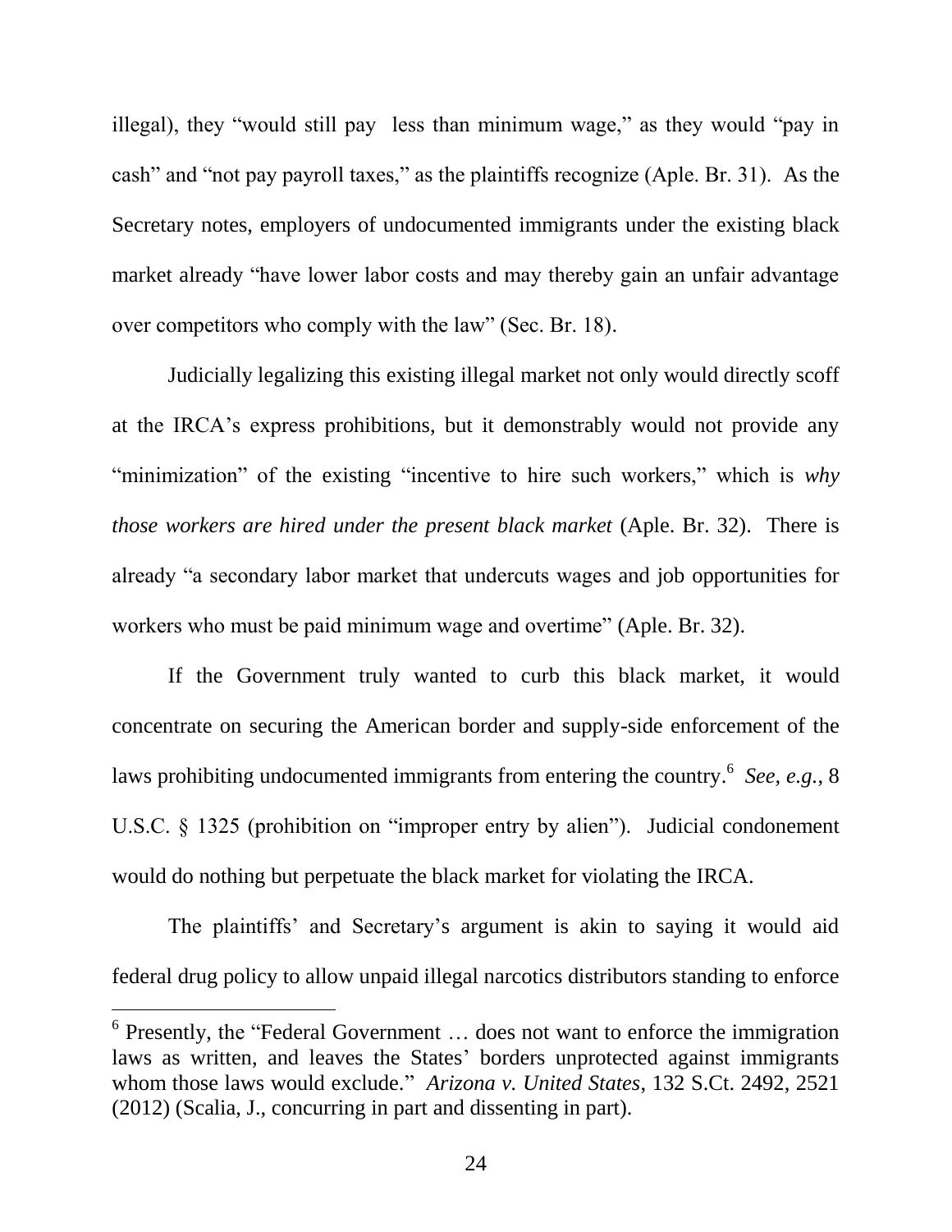illegal), they "would still pay less than minimum wage," as they would "pay in cash" and "not pay payroll taxes," as the plaintiffs recognize (Aple. Br. 31). As the Secretary notes, employers of undocumented immigrants under the existing black market already "have lower labor costs and may thereby gain an unfair advantage over competitors who comply with the law" (Sec. Br. 18).

Judicially legalizing this existing illegal market not only would directly scoff at the IRCA's express prohibitions, but it demonstrably would not provide any "minimization" of the existing "incentive to hire such workers," which is *why those workers are hired under the present black market* (Aple. Br. 32). There is already "a secondary labor market that undercuts wages and job opportunities for workers who must be paid minimum wage and overtime" (Aple. Br. 32).

If the Government truly wanted to curb this black market, it would concentrate on securing the American border and supply-side enforcement of the laws prohibiting undocumented immigrants from entering the country.[6] *See, e.g.*, 8 U.S.C. § 1325 (prohibition on "improper entry by alien"). Judicial condonement would do nothing but perpetuate the black market for violating the IRCA.

The plaintiffs' and Secretary's argument is akin to saying it would aid federal drug policy to allow unpaid illegal narcotics distributors standing to enforce

---

[6] Presently, the "Federal Government … does not want to enforce the immigration laws as written, and leaves the States' borders unprotected against immigrants whom those laws would exclude." *Arizona v. United States*, 132 S.Ct. 2492, 2521 (2012) (Scalia, J., concurring in part and dissenting in part).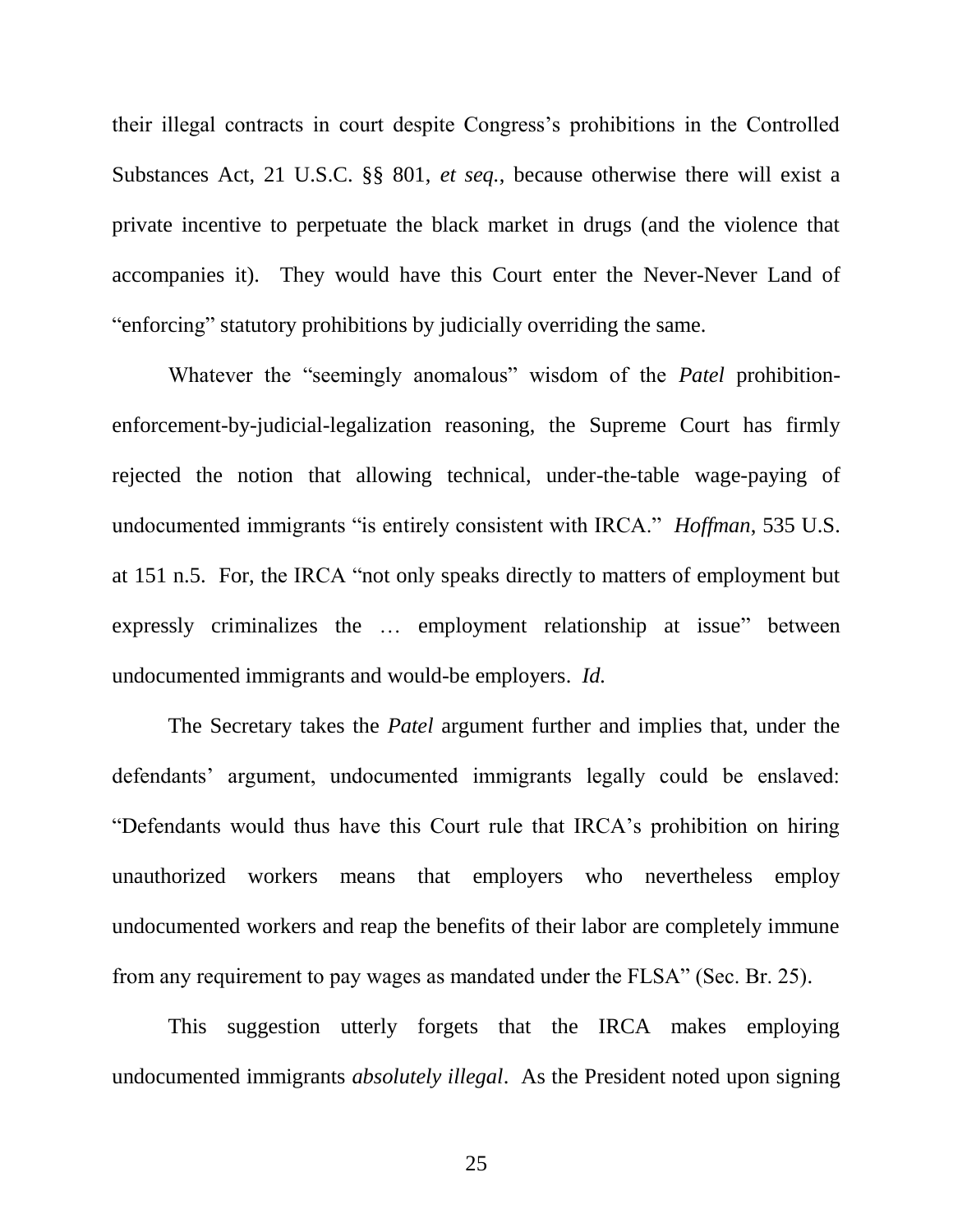their illegal contracts in court despite Congress's prohibitions in the Controlled Substances Act, 21 U.S.C. §§ 801, *et seq.*, because otherwise there will exist a private incentive to perpetuate the black market in drugs (and the violence that accompanies it). They would have this Court enter the Never-Never Land of "enforcing" statutory prohibitions by judicially overriding the same.

Whatever the "seemingly anomalous" wisdom of the *Patel* prohibition-enforcement-by-judicial-legalization reasoning, the Supreme Court has firmly rejected the notion that allowing technical, under-the-table wage-paying of undocumented immigrants "is entirely consistent with IRCA." *Hoffman*, 535 U.S. at 151 n.5. For, the IRCA "not only speaks directly to matters of employment but expressly criminalizes the … employment relationship at issue" between undocumented immigrants and would-be employers. *Id.*

The Secretary takes the *Patel* argument further and implies that, under the defendants' argument, undocumented immigrants legally could be enslaved: "Defendants would thus have this Court rule that IRCA's prohibition on hiring unauthorized workers means that employers who nevertheless employ undocumented workers and reap the benefits of their labor are completely immune from any requirement to pay wages as mandated under the FLSA" (Sec. Br. 25).

This suggestion utterly forgets that the IRCA makes employing undocumented immigrants *absolutely illegal*. As the President noted upon signing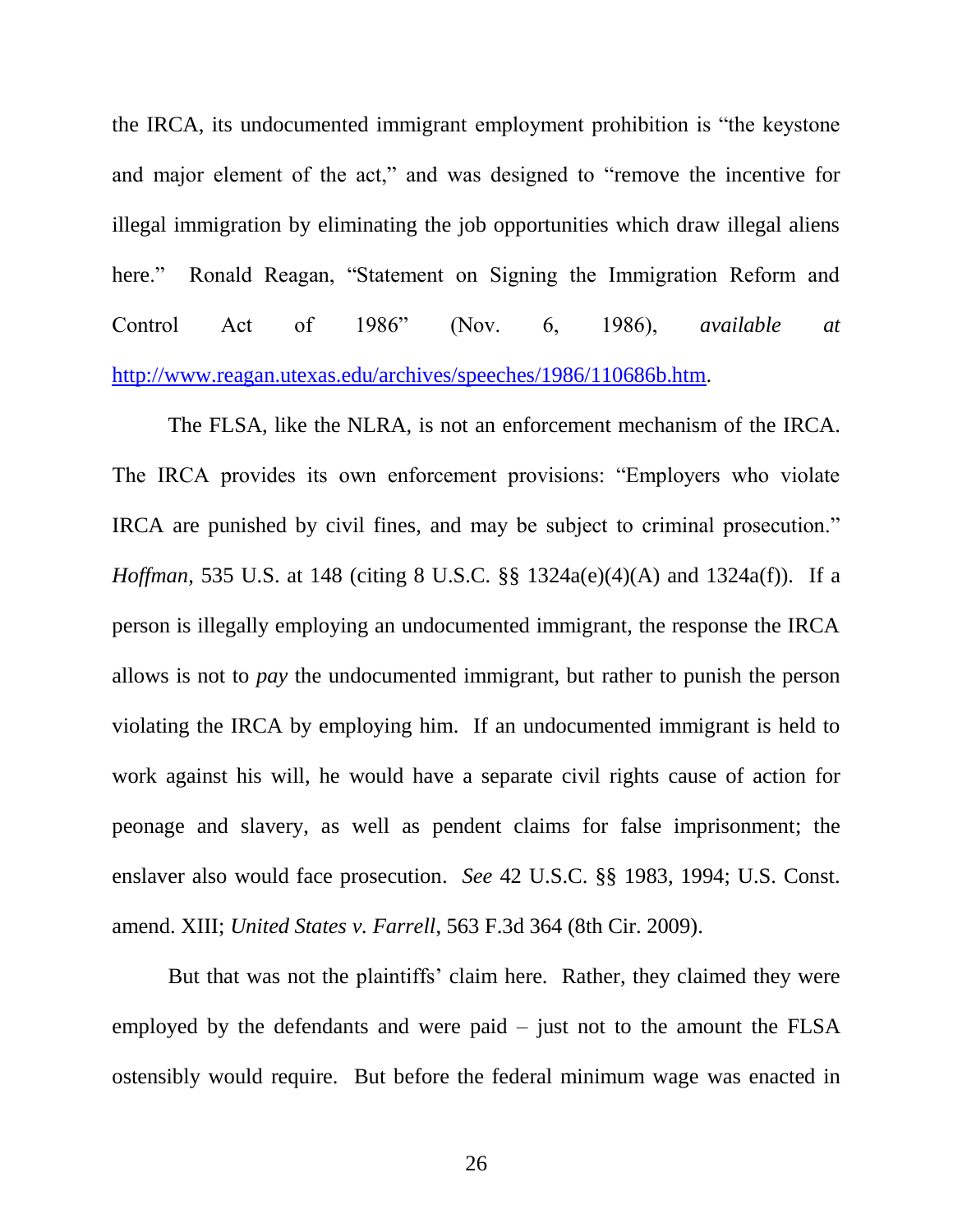the IRCA, its undocumented immigrant employment prohibition is "the keystone and major element of the act," and was designed to "remove the incentive for illegal immigration by eliminating the job opportunities which draw illegal aliens here." Ronald Reagan, "Statement on Signing the Immigration Reform and Control Act of 1986" (Nov. 6, 1986), *available at* http://www.reagan.utexas.edu/archives/speeches/1986/110686b.htm.

The FLSA, like the NLRA, is not an enforcement mechanism of the IRCA. The IRCA provides its own enforcement provisions: "Employers who violate IRCA are punished by civil fines, and may be subject to criminal prosecution." *Hoffman*, 535 U.S. at 148 (citing 8 U.S.C. §§ 1324a(e)(4)(A) and 1324a(f)). If a person is illegally employing an undocumented immigrant, the response the IRCA allows is not to *pay* the undocumented immigrant, but rather to punish the person violating the IRCA by employing him. If an undocumented immigrant is held to work against his will, he would have a separate civil rights cause of action for peonage and slavery, as well as pendent claims for false imprisonment; the enslaver also would face prosecution. *See* 42 U.S.C. §§ 1983, 1994; U.S. Const. amend. XIII; *United States v. Farrell*, 563 F.3d 364 (8th Cir. 2009).

But that was not the plaintiffs' claim here. Rather, they claimed they were employed by the defendants and were paid – just not to the amount the FLSA ostensibly would require. But before the federal minimum wage was enacted in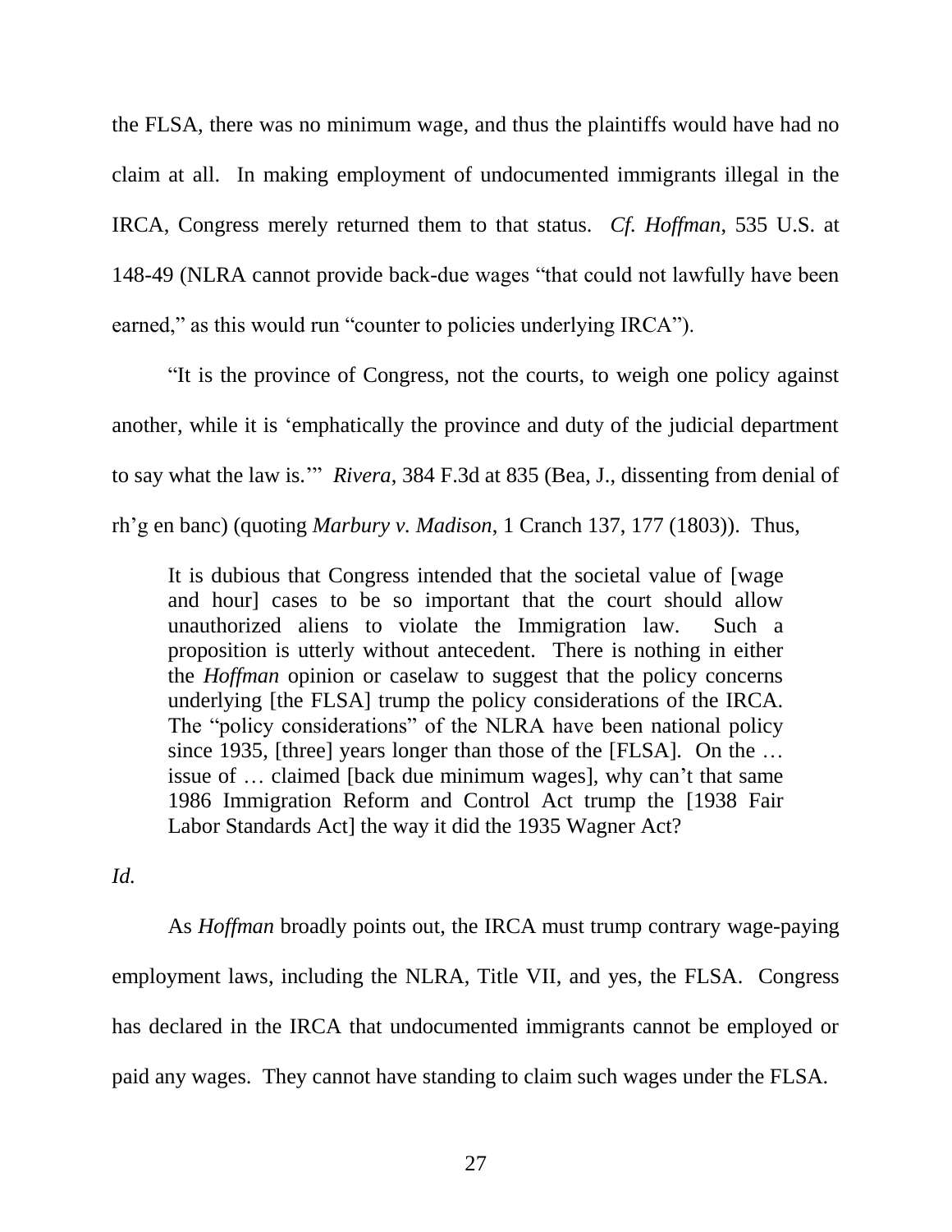the FLSA, there was no minimum wage, and thus the plaintiffs would have had no claim at all. In making employment of undocumented immigrants illegal in the IRCA, Congress merely returned them to that status. *Cf. Hoffman*, 535 U.S. at 148-49 (NLRA cannot provide back-due wages "that could not lawfully have been earned," as this would run "counter to policies underlying IRCA").

"It is the province of Congress, not the courts, to weigh one policy against another, while it is 'emphatically the province and duty of the judicial department to say what the law is.'" *Rivera*, 384 F.3d at 835 (Bea, J., dissenting from denial of rh'g en banc) (quoting *Marbury v. Madison*, 1 Cranch 137, 177 (1803)). Thus,

> It is dubious that Congress intended that the societal value of [wage and hour] cases to be so important that the court should allow unauthorized aliens to violate the Immigration law. Such a proposition is utterly without antecedent. There is nothing in either the *Hoffman* opinion or caselaw to suggest that the policy concerns underlying [the FLSA] trump the policy considerations of the IRCA. The "policy considerations" of the NLRA have been national policy since 1935, [three] years longer than those of the [FLSA]. On the … issue of … claimed [back due minimum wages], why can't that same 1986 Immigration Reform and Control Act trump the [1938 Fair Labor Standards Act] the way it did the 1935 Wagner Act?

*Id.*

As *Hoffman* broadly points out, the IRCA must trump contrary wage-paying employment laws, including the NLRA, Title VII, and yes, the FLSA. Congress has declared in the IRCA that undocumented immigrants cannot be employed or paid any wages. They cannot have standing to claim such wages under the FLSA.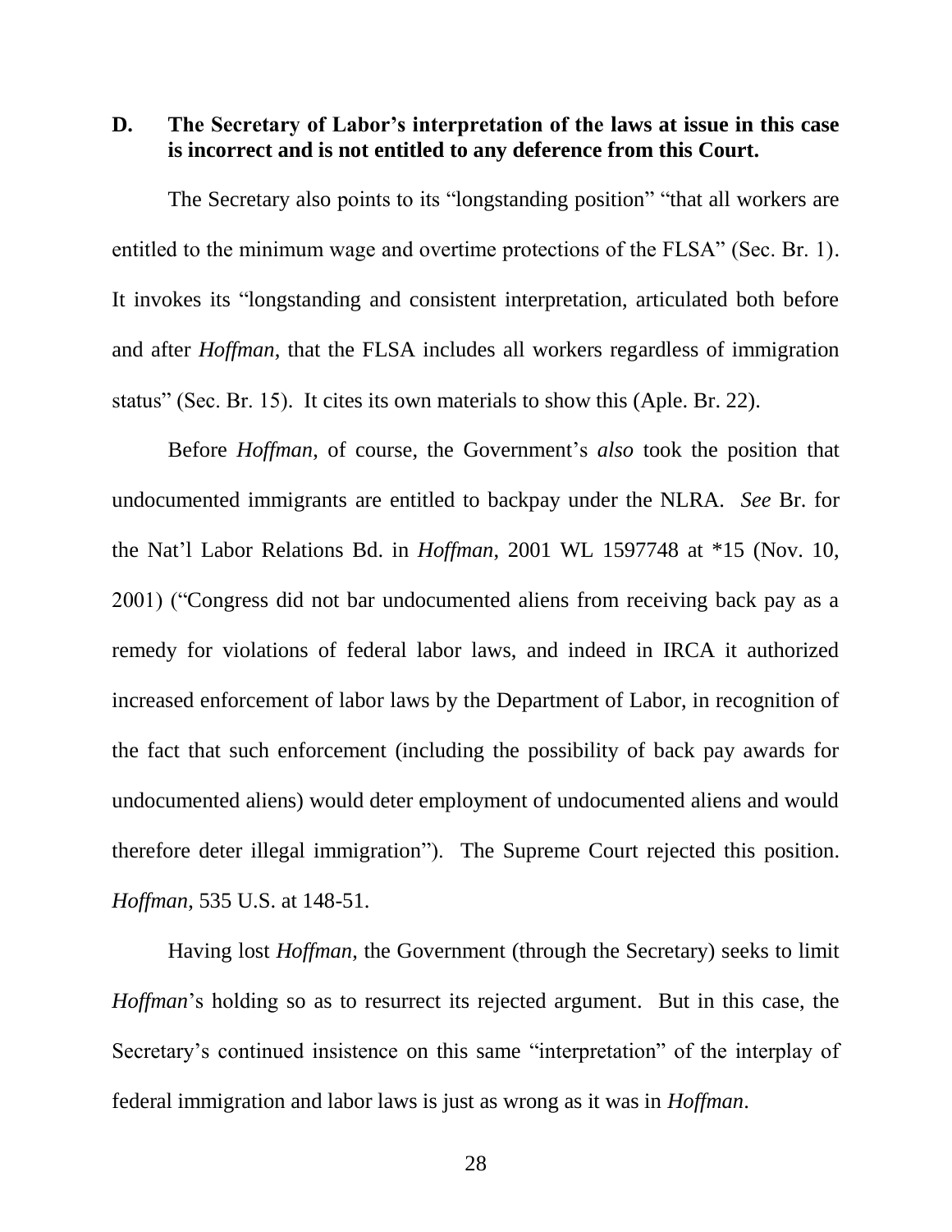### D. The Secretary of Labor's interpretation of the laws at issue in this case is incorrect and is not entitled to any deference from this Court.

The Secretary also points to its "longstanding position" "that all workers are entitled to the minimum wage and overtime protections of the FLSA" (Sec. Br. 1). It invokes its "longstanding and consistent interpretation, articulated both before and after *Hoffman*, that the FLSA includes all workers regardless of immigration status" (Sec. Br. 15). It cites its own materials to show this (Aple. Br. 22).

Before *Hoffman*, of course, the Government's *also* took the position that undocumented immigrants are entitled to backpay under the NLRA. *See* Br. for the Nat'l Labor Relations Bd. in *Hoffman*, 2001 WL 1597748 at *15 (Nov. 10, 2001) ("Congress did not bar undocumented aliens from receiving back pay as a remedy for violations of federal labor laws, and indeed in IRCA it authorized increased enforcement of labor laws by the Department of Labor, in recognition of the fact that such enforcement (including the possibility of back pay awards for undocumented aliens) would deter employment of undocumented aliens and would therefore deter illegal immigration"). The Supreme Court rejected this position. *Hoffman*, 535 U.S. at 148-51.

Having lost *Hoffman*, the Government (through the Secretary) seeks to limit *Hoffman*'s holding so as to resurrect its rejected argument. But in this case, the Secretary's continued insistence on this same "interpretation" of the interplay of federal immigration and labor laws is just as wrong as it was in *Hoffman*.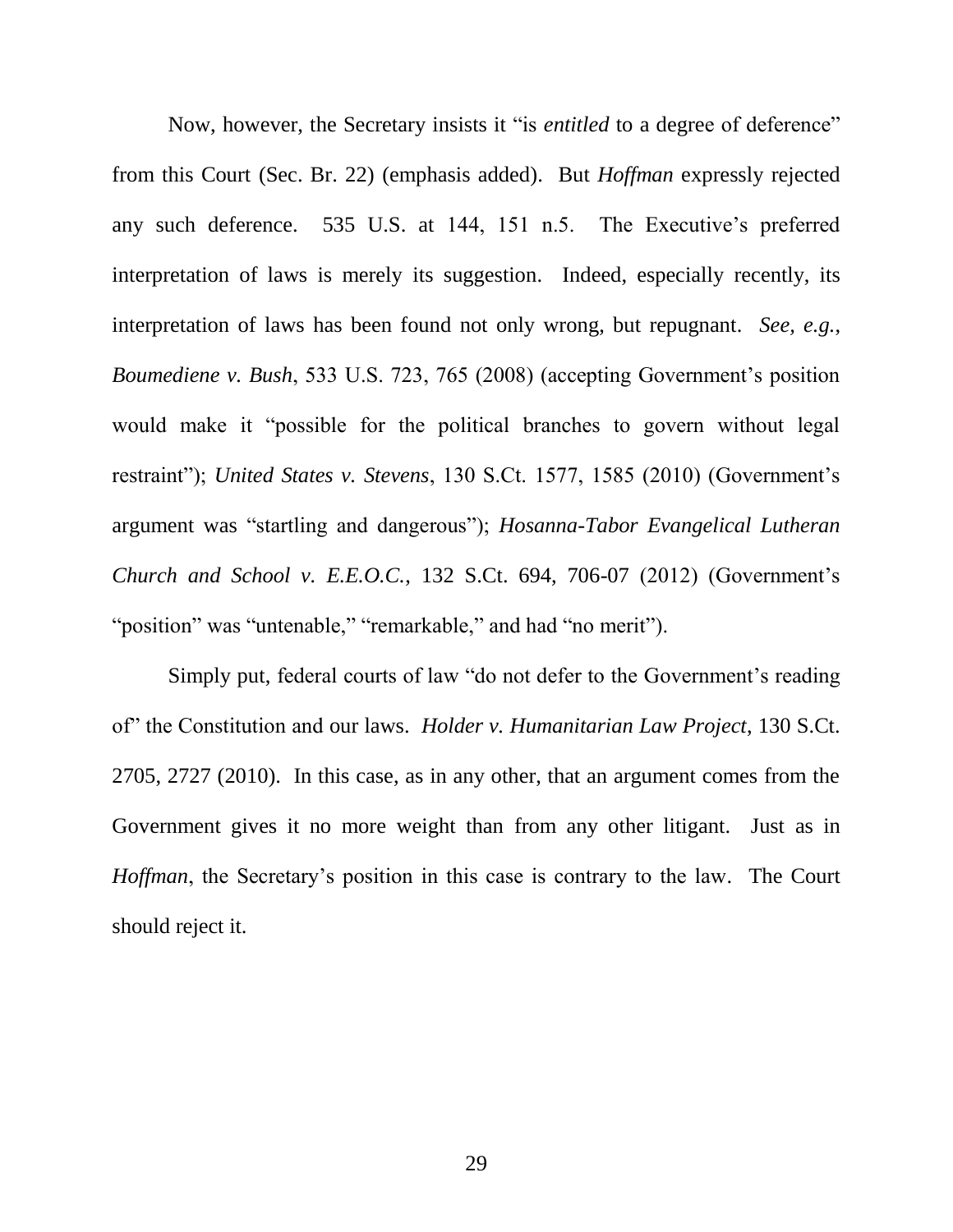Now, however, the Secretary insists it "is *entitled* to a degree of deference" from this Court (Sec. Br. 22) (emphasis added). But *Hoffman* expressly rejected any such deference. 535 U.S. at 144, 151 n.5. The Executive's preferred interpretation of laws is merely its suggestion. Indeed, especially recently, its interpretation of laws has been found not only wrong, but repugnant. *See, e.g.*, *Boumediene v. Bush*, 533 U.S. 723, 765 (2008) (accepting Government's position would make it "possible for the political branches to govern without legal restraint"); *United States v. Stevens*, 130 S.Ct. 1577, 1585 (2010) (Government's argument was "startling and dangerous"); *Hosanna-Tabor Evangelical Lutheran Church and School v. E.E.O.C.*, 132 S.Ct. 694, 706-07 (2012) (Government's "position" was "untenable," "remarkable," and had "no merit").

Simply put, federal courts of law "do not defer to the Government's reading of" the Constitution and our laws. *Holder v. Humanitarian Law Project*, 130 S.Ct. 2705, 2727 (2010). In this case, as in any other, that an argument comes from the Government gives it no more weight than from any other litigant. Just as in *Hoffman*, the Secretary's position in this case is contrary to the law. The Court should reject it.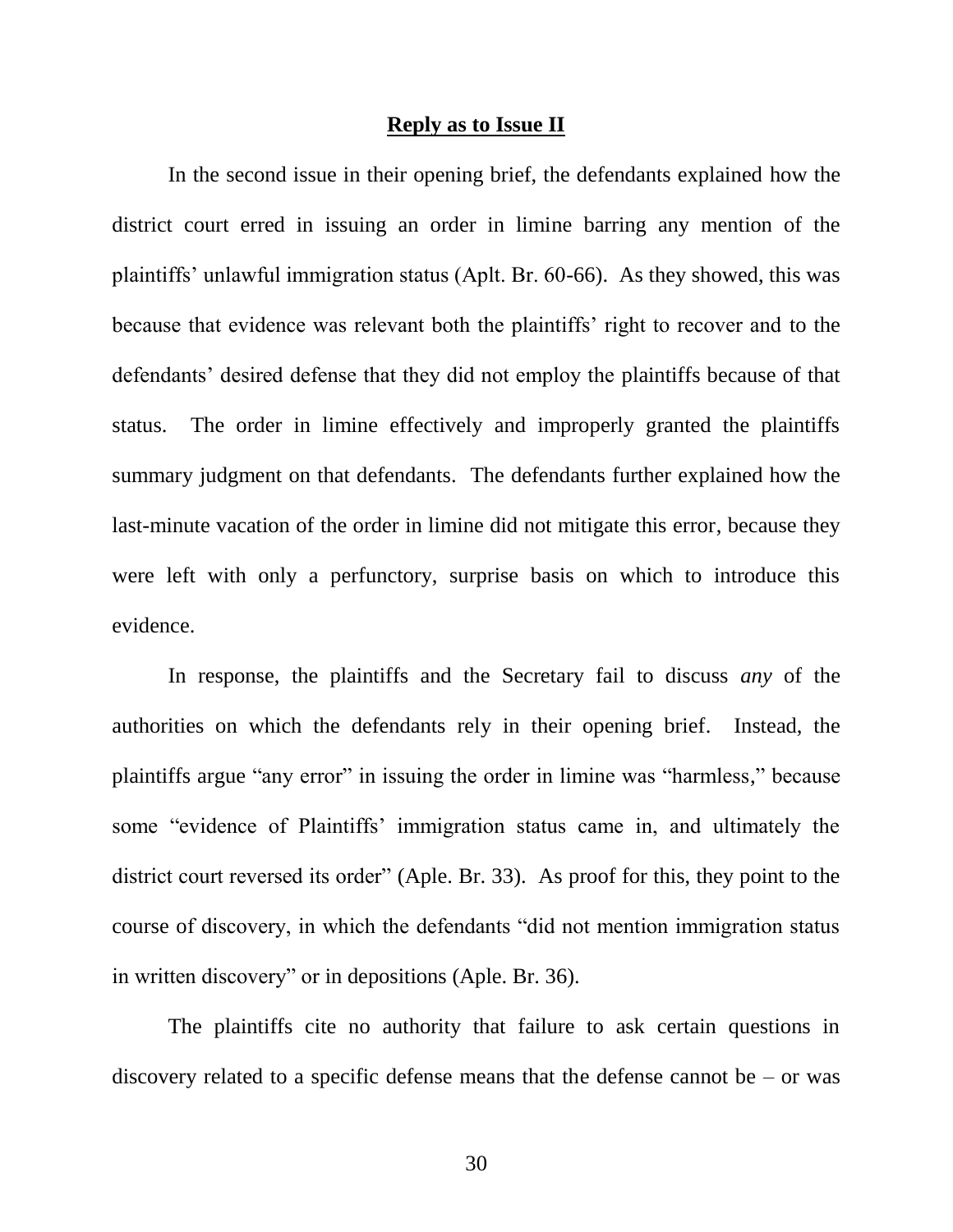## **Reply as to Issue II**

In the second issue in their opening brief, the defendants explained how the district court erred in issuing an order in limine barring any mention of the plaintiffs' unlawful immigration status (Aplt. Br. 60-66). As they showed, this was because that evidence was relevant both the plaintiffs' right to recover and to the defendants' desired defense that they did not employ the plaintiffs because of that status. The order in limine effectively and improperly granted the plaintiffs summary judgment on that defendants. The defendants further explained how the last-minute vacation of the order in limine did not mitigate this error, because they were left with only a perfunctory, surprise basis on which to introduce this evidence.

In response, the plaintiffs and the Secretary fail to discuss *any* of the authorities on which the defendants rely in their opening brief. Instead, the plaintiffs argue "any error" in issuing the order in limine was "harmless," because some "evidence of Plaintiffs' immigration status came in, and ultimately the district court reversed its order" (Aple. Br. 33). As proof for this, they point to the course of discovery, in which the defendants "did not mention immigration status in written discovery" or in depositions (Aple. Br. 36).

The plaintiffs cite no authority that failure to ask certain questions in discovery related to a specific defense means that the defense cannot be – or was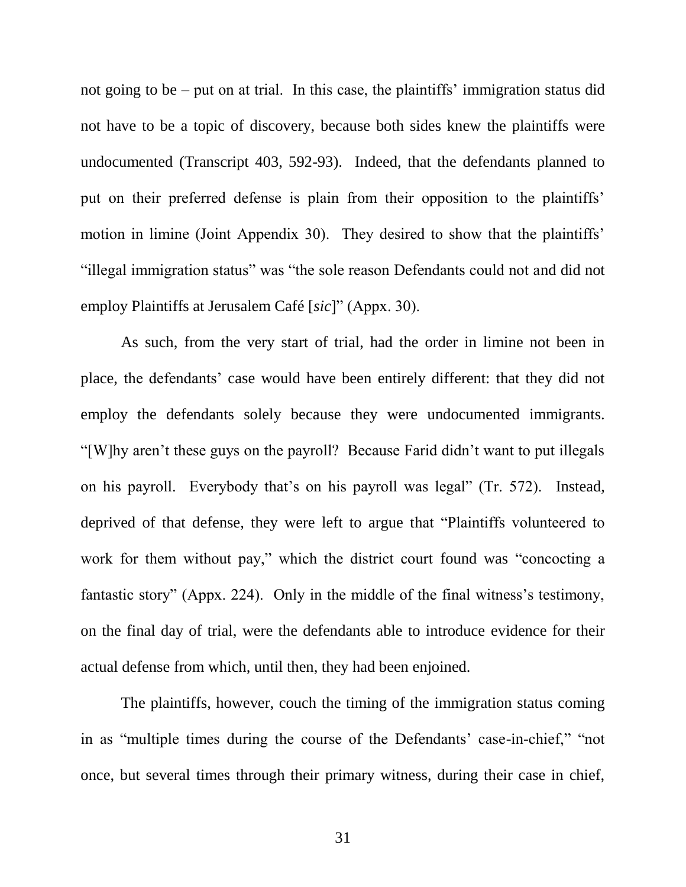not going to be – put on at trial. In this case, the plaintiffs' immigration status did not have to be a topic of discovery, because both sides knew the plaintiffs were undocumented (Transcript 403, 592-93). Indeed, that the defendants planned to put on their preferred defense is plain from their opposition to the plaintiffs' motion in limine (Joint Appendix 30). They desired to show that the plaintiffs' "illegal immigration status" was "the sole reason Defendants could not and did not employ Plaintiffs at Jerusalem Café [*sic*]" (Appx. 30).

As such, from the very start of trial, had the order in limine not been in place, the defendants' case would have been entirely different: that they did not employ the defendants solely because they were undocumented immigrants. "[W]hy aren't these guys on the payroll? Because Farid didn't want to put illegals on his payroll. Everybody that's on his payroll was legal" (Tr. 572). Instead, deprived of that defense, they were left to argue that "Plaintiffs volunteered to work for them without pay," which the district court found was "concocting a fantastic story" (Appx. 224). Only in the middle of the final witness's testimony, on the final day of trial, were the defendants able to introduce evidence for their actual defense from which, until then, they had been enjoined.

The plaintiffs, however, couch the timing of the immigration status coming in as "multiple times during the course of the Defendants' case-in-chief," "not once, but several times through their primary witness, during their case in chief,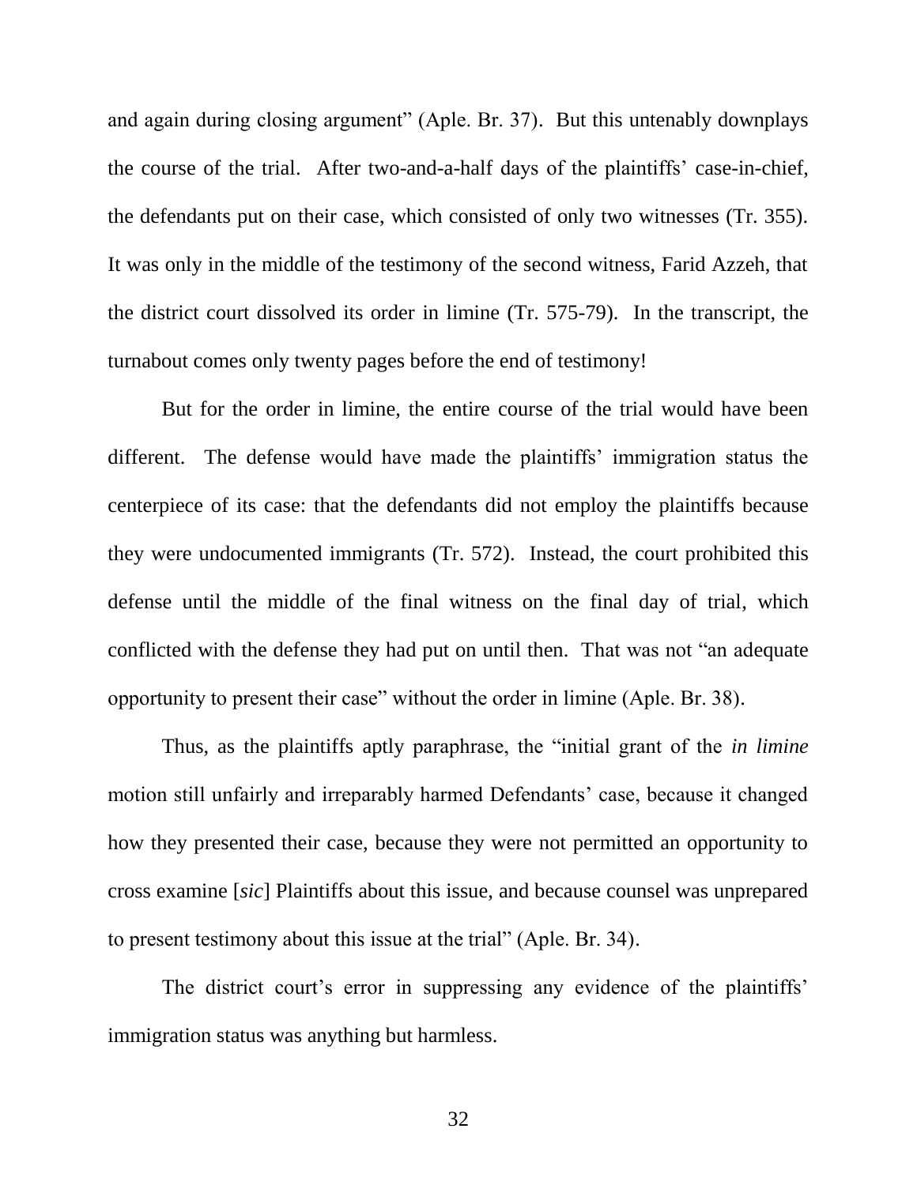and again during closing argument" (Aple. Br. 37). But this untenably downplays the course of the trial. After two-and-a-half days of the plaintiffs' case-in-chief, the defendants put on their case, which consisted of only two witnesses (Tr. 355). It was only in the middle of the testimony of the second witness, Farid Azzeh, that the district court dissolved its order in limine (Tr. 575-79). In the transcript, the turnabout comes only twenty pages before the end of testimony!

But for the order in limine, the entire course of the trial would have been different. The defense would have made the plaintiffs' immigration status the centerpiece of its case: that the defendants did not employ the plaintiffs because they were undocumented immigrants (Tr. 572). Instead, the court prohibited this defense until the middle of the final witness on the final day of trial, which conflicted with the defense they had put on until then. That was not "an adequate opportunity to present their case" without the order in limine (Aple. Br. 38).

Thus, as the plaintiffs aptly paraphrase, the "initial grant of the *in limine* motion still unfairly and irreparably harmed Defendants' case, because it changed how they presented their case, because they were not permitted an opportunity to cross examine [*sic*] Plaintiffs about this issue, and because counsel was unprepared to present testimony about this issue at the trial" (Aple. Br. 34).

The district court's error in suppressing any evidence of the plaintiffs' immigration status was anything but harmless.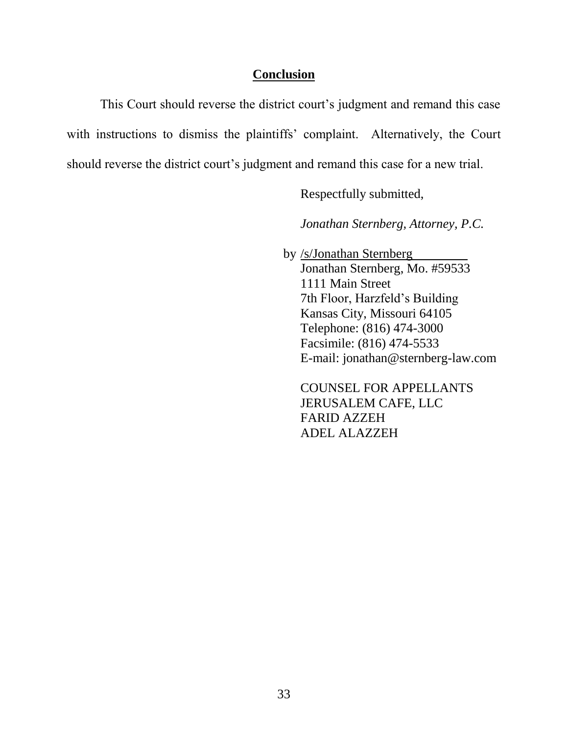## Conclusion

This Court should reverse the district court's judgment and remand this case with instructions to dismiss the plaintiffs' complaint. Alternatively, the Court should reverse the district court's judgment and remand this case for a new trial.

Respectfully submitted,

*Jonathan Sternberg, Attorney, P.C.*

by /s/Jonathan Sternberg
Jonathan Sternberg, Mo. #59533
1111 Main Street
7th Floor, Harzfeld's Building
Kansas City, Missouri 64105
Telephone: (816) 474-3000
Facsimile: (816) 474-5533
E-mail: jonathan@sternberg-law.com

COUNSEL FOR APPELLANTS
JERUSALEM CAFE, LLC
FARID AZZEH
ADEL ALAZZEH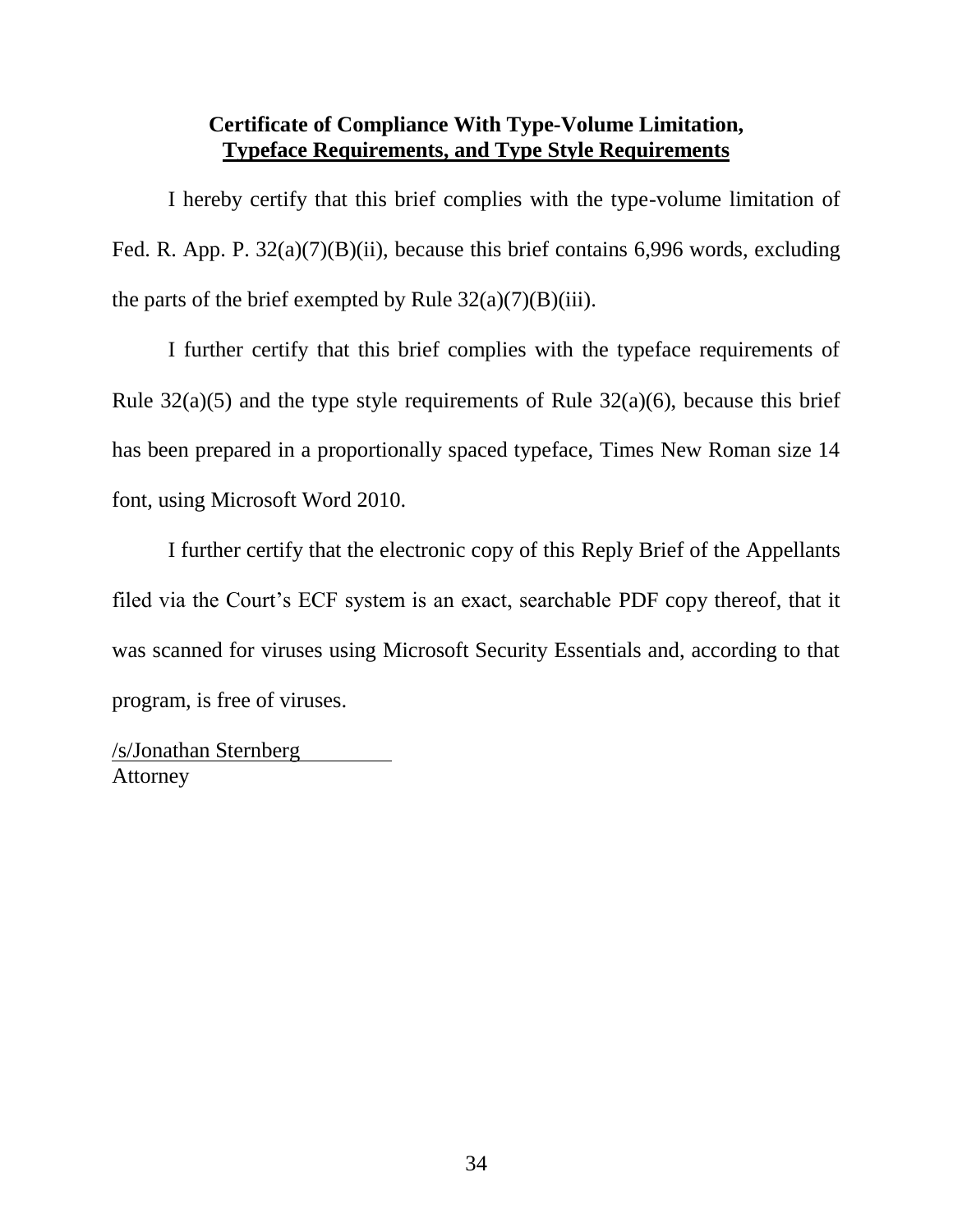## Certificate of Compliance With Type-Volume Limitation, Typeface Requirements, and Type Style Requirements

I hereby certify that this brief complies with the type-volume limitation of Fed. R. App. P. 32(a)(7)(B)(ii), because this brief contains 6,996 words, excluding the parts of the brief exempted by Rule 32(a)(7)(B)(iii).

I further certify that this brief complies with the typeface requirements of Rule 32(a)(5) and the type style requirements of Rule 32(a)(6), because this brief has been prepared in a proportionally spaced typeface, Times New Roman size 14 font, using Microsoft Word 2010.

I further certify that the electronic copy of this Reply Brief of the Appellants filed via the Court's ECF system is an exact, searchable PDF copy thereof, that it was scanned for viruses using Microsoft Security Essentials and, according to that program, is free of viruses.

/s/Jonathan Sternberg
Attorney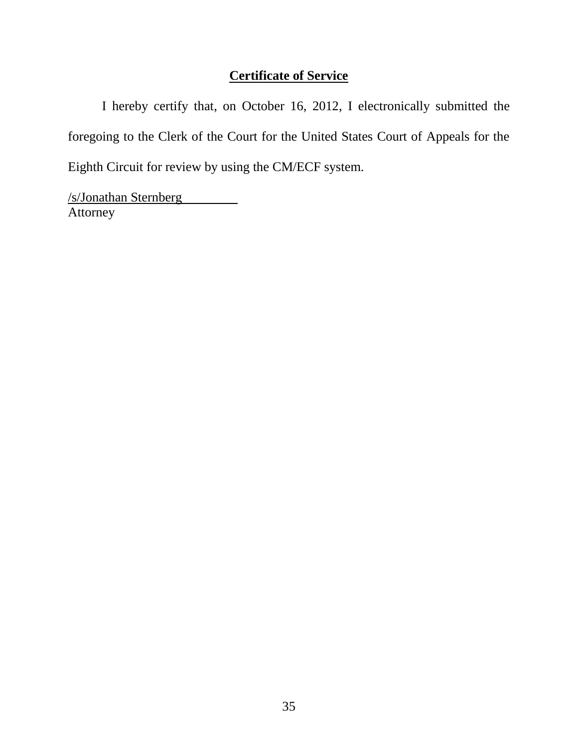**Certificate of Service**

I hereby certify that, on October 16, 2012, I electronically submitted the foregoing to the Clerk of the Court for the United States Court of Appeals for the Eighth Circuit for review by using the CM/ECF system.

/s/Jonathan Sternberg
Attorney